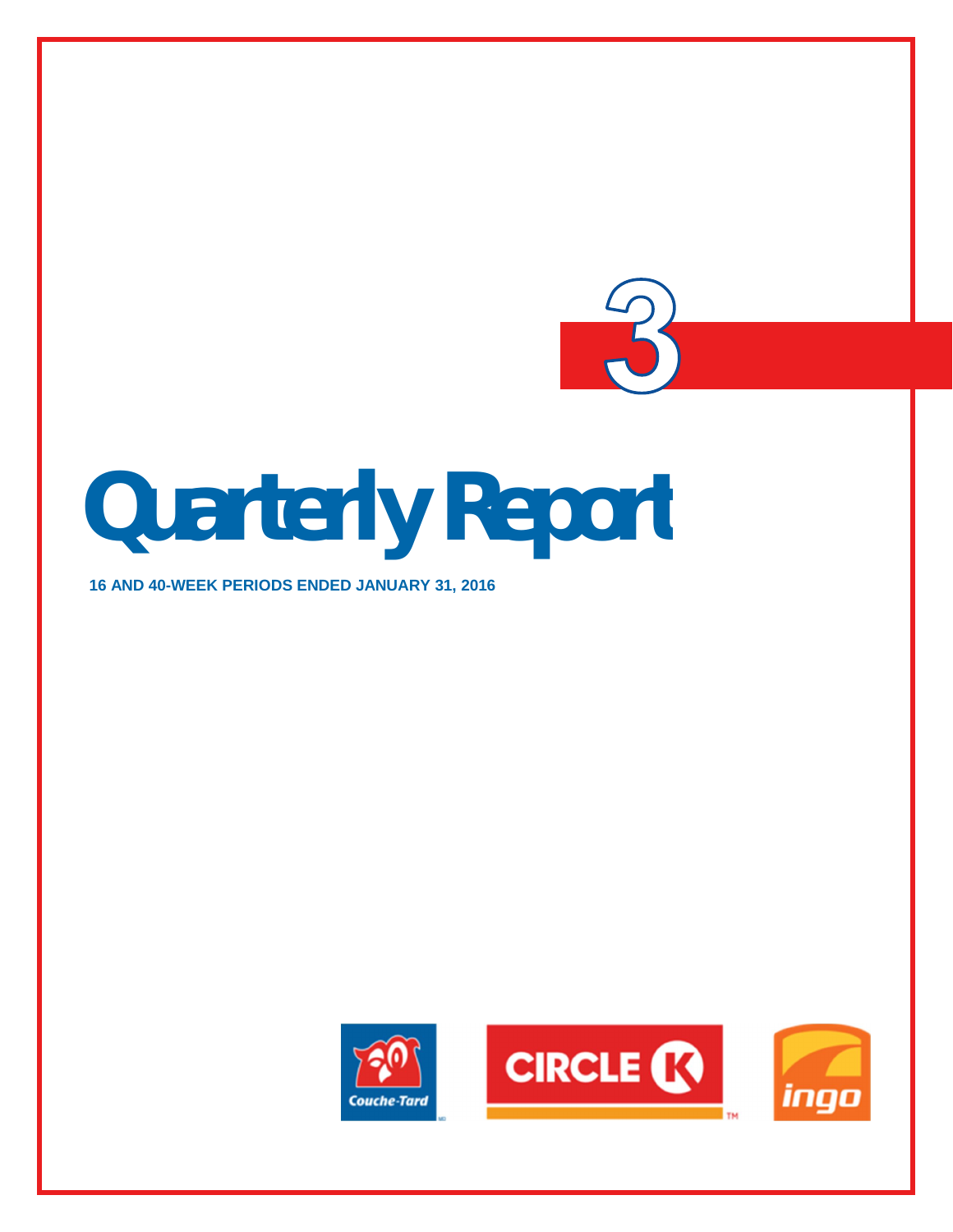3

# Quarterly Report

**16 AND 40-WEEK PERIODS ENDED JANUARY 31, 2016**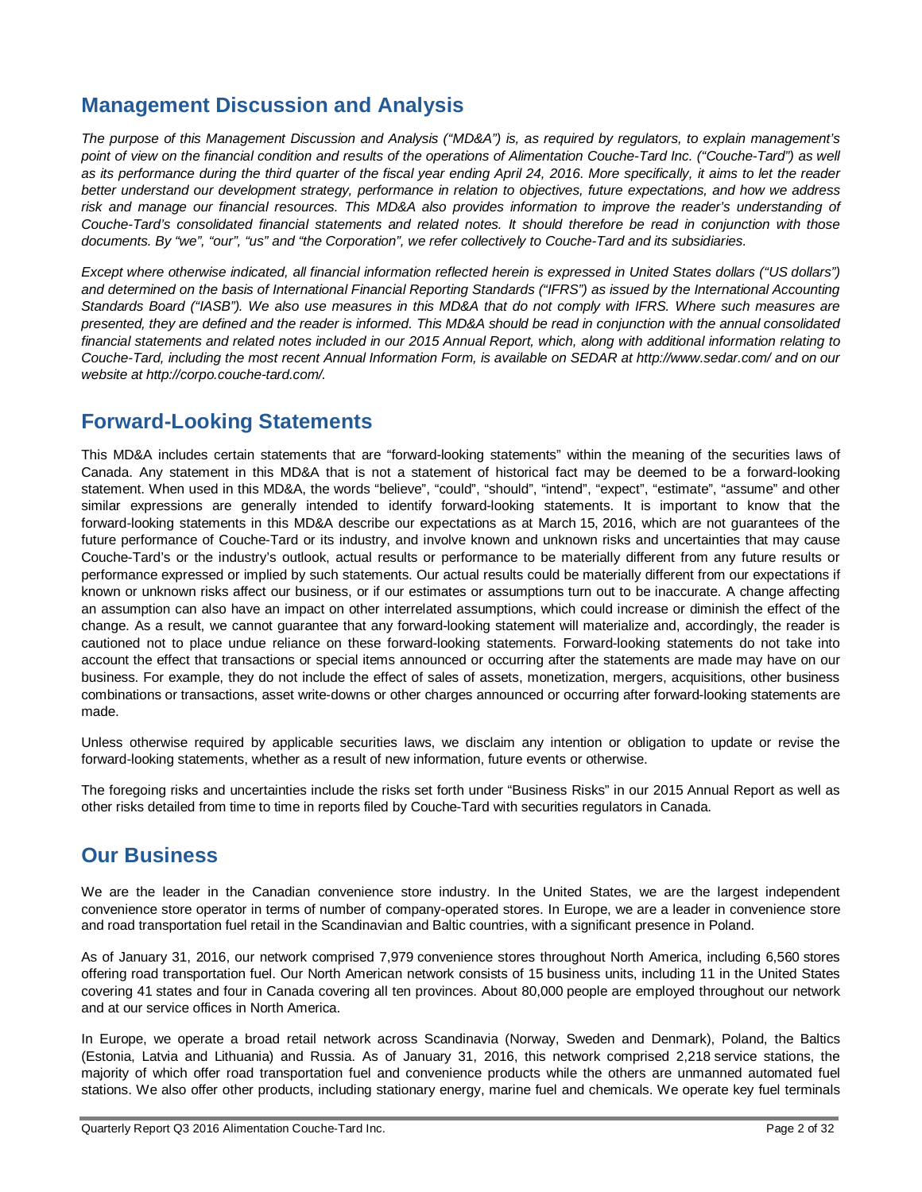## Management Discussion and Analysis

*The purpose of this Management Discussion and Analysis ("MD&A") is, as required by regulators, to explain management's point of view on the financial condition and results of the operations of Alimentation Couche-Tard Inc. ("Couche-Tard") as well as its performance during the third quarter of the fiscal year ending April 24, 2016. More specifically, it aims to let the reader better understand our development strategy, performance in relation to objectives, future expectations, and how we address risk and manage our financial resources. This MD&A also provides information to improve the reader's understanding of Couche-Tard's consolidated financial statements and related notes. It should therefore be read in conjunction with those documents. By "we", "our", "us" and "the Corporation", we refer collectively to Couche-Tard and its subsidiaries.*

*Except where otherwise indicated, all financial information reflected herein is expressed in United States dollars ("US dollars") and determined on the basis of International Financial Reporting Standards ("IFRS") as issued by the International Accounting Standards Board ("IASB"). We also use measures in this MD&A that do not comply with IFRS. Where such measures are presented, they are defined and the reader is informed. This MD&A should be read in conjunction with the annual consolidated financial statements and related notes included in our 2015 Annual Report, which, along with additional information relating to Couche-Tard, including the most recent Annual Information Form, is available on SEDAR at http://www.sedar.com/ and on our website at http://corpo.couche-tard.com/.*

## Forward-Looking Statements

This MD&A includes certain statements that are "forward-looking statements" within the meaning of the securities laws of Canada. Any statement in this MD&A that is not a statement of historical fact may be deemed to be a forward-looking statement. When used in this MD&A, the words "believe", "could", "should", "intend", "expect", "estimate", "assume" and other similar expressions are generally intended to identify forward-looking statements. It is important to know that the forward-looking statements in this MD&A describe our expectations as at March 15, 2016, which are not guarantees of the future performance of Couche-Tard or its industry, and involve known and unknown risks and uncertainties that may cause Couche-Tard's or the industry's outlook, actual results or performance to be materially different from any future results or performance expressed or implied by such statements. Our actual results could be materially different from our expectations if known or unknown risks affect our business, or if our estimates or assumptions turn out to be inaccurate. A change affecting an assumption can also have an impact on other interrelated assumptions, which could increase or diminish the effect of the change. As a result, we cannot guarantee that any forward-looking statement will materialize and, accordingly, the reader is cautioned not to place undue reliance on these forward-looking statements. Forward-looking statements do not take into account the effect that transactions or special items announced or occurring after the statements are made may have on our business. For example, they do not include the effect of sales of assets, monetization, mergers, acquisitions, other business combinations or transactions, asset write-downs or other charges announced or occurring after forward-looking statements are made.

Unless otherwise required by applicable securities laws, we disclaim any intention or obligation to update or revise the forward-looking statements, whether as a result of new information, future events or otherwise.

The foregoing risks and uncertainties include the risks set forth under "Business Risks" in our 2015 Annual Report as well as other risks detailed from time to time in reports filed by Couche-Tard with securities regulators in Canada.

## Our Business

We are the leader in the Canadian convenience store industry. In the United States, we are the largest independent convenience store operator in terms of number of company-operated stores. In Europe, we are a leader in convenience store and road transportation fuel retail in the Scandinavian and Baltic countries, with a significant presence in Poland.

As of January 31, 2016, our network comprised 7,979 convenience stores throughout North America, including 6,560 stores offering road transportation fuel. Our North American network consists of 15 business units, including 11 in the United States covering 41 states and four in Canada covering all ten provinces. About 80,000 people are employed throughout our network and at our service offices in North America.

In Europe, we operate a broad retail network across Scandinavia (Norway, Sweden and Denmark), Poland, the Baltics (Estonia, Latvia and Lithuania) and Russia. As of January 31, 2016, this network comprised 2,218 service stations, the majority of which offer road transportation fuel and convenience products while the others are unmanned automated fuel stations. We also offer other products, including stationary energy, marine fuel and chemicals. We operate key fuel terminals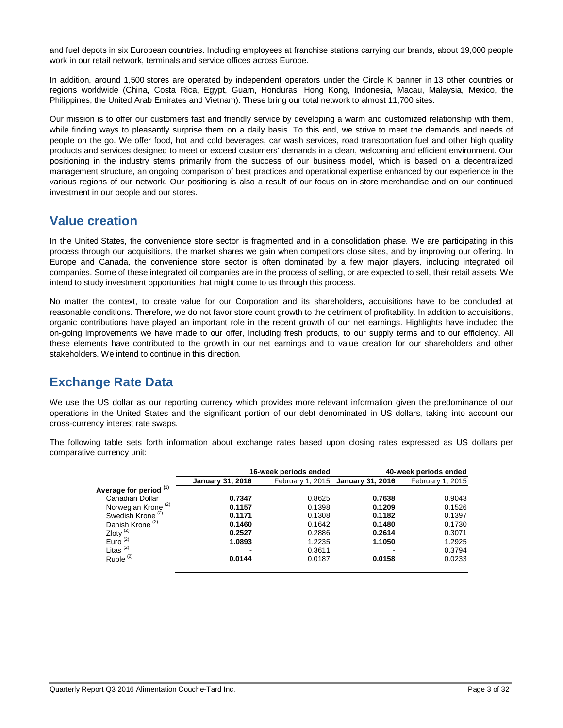and fuel depots in six European countries. Including employees at franchise stations carrying our brands, about 19,000 people work in our retail network, terminals and service offices across Europe.

In addition, around 1,500 stores are operated by independent operators under the Circle K banner in 13 other countries or regions worldwide (China, Costa Rica, Egypt, Guam, Honduras, Hong Kong, Indonesia, Macau, Malaysia, Mexico, the Philippines, the United Arab Emirates and Vietnam). These bring our total network to almost 11,700 sites.

Our mission is to offer our customers fast and friendly service by developing a warm and customized relationship with them, while finding ways to pleasantly surprise them on a daily basis. To this end, we strive to meet the demands and needs of people on the go. We offer food, hot and cold beverages, car wash services, road transportation fuel and other high quality products and services designed to meet or exceed customers' demands in a clean, welcoming and efficient environment. Our positioning in the industry stems primarily from the success of our business model, which is based on a decentralized management structure, an ongoing comparison of best practices and operational expertise enhanced by our experience in the various regions of our network. Our positioning is also a result of our focus on in-store merchandise and on our continued investment in our people and our stores.

## Value creation

In the United States, the convenience store sector is fragmented and in a consolidation phase. We are participating in this process through our acquisitions, the market shares we gain when competitors close sites, and by improving our offering. In Europe and Canada, the convenience store sector is often dominated by a few major players, including integrated oil companies. Some of these integrated oil companies are in the process of selling, or are expected to sell, their retail assets. We intend to study investment opportunities that might come to us through this process.

No matter the context, to create value for our Corporation and its shareholders, acquisitions have to be concluded at reasonable conditions. Therefore, we do not favor store count growth to the detriment of profitability. In addition to acquisitions, organic contributions have played an important role in the recent growth of our net earnings. Highlights have included the on-going improvements we have made to our offer, including fresh products, to our supply terms and to our efficiency. All these elements have contributed to the growth in our net earnings and to value creation for our shareholders and other stakeholders. We intend to continue in this direction.

## Exchange Rate Data

We use the US dollar as our reporting currency which provides more relevant information given the predominance of our operations in the United States and the significant portion of our debt denominated in US dollars, taking into account our cross-currency interest rate swaps.

The following table sets forth information about exchange rates based upon closing rates expressed as US dollars per comparative currency unit:

| | 16-week periods ended | | 40-week periods ended | |
|---|---|---|---|---|
| | **January 31, 2016** | February 1, 2015 | **January 31, 2016** | February 1, 2015 |
| **Average for period [(1)]** | | | | |
| Canadian Dollar | **0.7347** | 0.8625 | **0.7638** | 0.9043 |
| Norwegian Krone [(2)] | **0.1157** | 0.1398 | **0.1209** | 0.1526 |
| Swedish Krone [(2)] | **0.1171** | 0.1308 | **0.1182** | 0.1397 |
| Danish Krone [(2)] | **0.1460** | 0.1642 | **0.1480** | 0.1730 |
| Zloty [(2)] | **0.2527** | 0.2886 | **0.2614** | 0.3071 |
| Euro [(2)] | **1.0893** | 1.2235 | **1.1050** | 1.2925 |
| Litas [(2)] | **-** | 0.3611 | **-** | 0.3794 |
| Ruble [(2)] | **0.0144** | 0.0187 | **0.0158** | 0.0233 |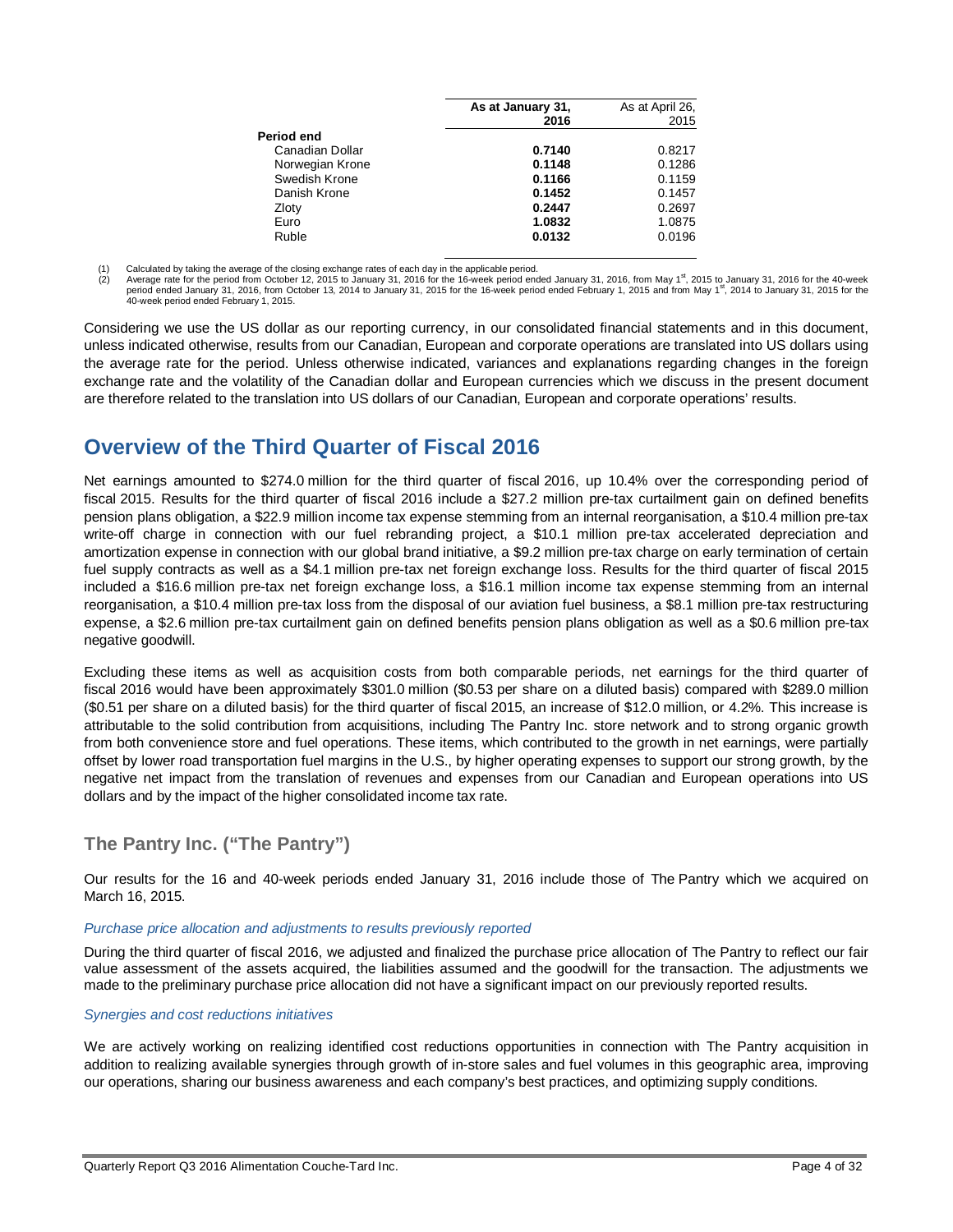| | As at January 31, 2016 | As at April 26, 2015 |
|---|---|---|
| **Period end** | | |
| Canadian Dollar | **0.7140** | 0.8217 |
| Norwegian Krone | **0.1148** | 0.1286 |
| Swedish Krone | **0.1166** | 0.1159 |
| Danish Krone | **0.1452** | 0.1457 |
| Zloty | **0.2447** | 0.2697 |
| Euro | **1.0832** | 1.0875 |
| Ruble | **0.0132** | 0.0196 |

(1) Calculated by taking the average of the closing exchange rates of each day in the applicable period.
(2) Average rate for the period from October 12, 2015 to January 31, 2016 for the 16-week period ended January 31, 2016, from May 1st, 2015 to January 31, 2016 for the 40-week period ended January 31, 2016, from October 13, 2014 to January 31, 2015 for the 16-week period ended February 1, 2015 and from May 1st, 2014 to January 31, 2015 for the 40-week period ended February 1, 2015.

Considering we use the US dollar as our reporting currency, in our consolidated financial statements and in this document, unless indicated otherwise, results from our Canadian, European and corporate operations are translated into US dollars using the average rate for the period. Unless otherwise indicated, variances and explanations regarding changes in the foreign exchange rate and the volatility of the Canadian dollar and European currencies which we discuss in the present document are therefore related to the translation into US dollars of our Canadian, European and corporate operations' results.

## Overview of the Third Quarter of Fiscal 2016

Net earnings amounted to $274.0 million for the third quarter of fiscal 2016, up 10.4% over the corresponding period of fiscal 2015. Results for the third quarter of fiscal 2016 include a $27.2 million pre-tax curtailment gain on defined benefits pension plans obligation, a $22.9 million income tax expense stemming from an internal reorganisation, a $10.4 million pre-tax write-off charge in connection with our fuel rebranding project, a $10.1 million pre-tax accelerated depreciation and amortization expense in connection with our global brand initiative, a $9.2 million pre-tax charge on early termination of certain fuel supply contracts as well as a $4.1 million pre-tax net foreign exchange loss. Results for the third quarter of fiscal 2015 included a $16.6 million pre-tax net foreign exchange loss, a $16.1 million income tax expense stemming from an internal reorganisation, a $10.4 million pre-tax loss from the disposal of our aviation fuel business, a $8.1 million pre-tax restructuring expense, a $2.6 million pre-tax curtailment gain on defined benefits pension plans obligation as well as a $0.6 million pre-tax negative goodwill.

Excluding these items as well as acquisition costs from both comparable periods, net earnings for the third quarter of fiscal 2016 would have been approximately $301.0 million ($0.53 per share on a diluted basis) compared with $289.0 million ($0.51 per share on a diluted basis) for the third quarter of fiscal 2015, an increase of $12.0 million, or 4.2%. This increase is attributable to the solid contribution from acquisitions, including The Pantry Inc. store network and to strong organic growth from both convenience store and fuel operations. These items, which contributed to the growth in net earnings, were partially offset by lower road transportation fuel margins in the U.S., by higher operating expenses to support our strong growth, by the negative net impact from the translation of revenues and expenses from our Canadian and European operations into US dollars and by the impact of the higher consolidated income tax rate.

### The Pantry Inc. ("The Pantry")

Our results for the 16 and 40-week periods ended January 31, 2016 include those of The Pantry which we acquired on March 16, 2015.

*Purchase price allocation and adjustments to results previously reported*

During the third quarter of fiscal 2016, we adjusted and finalized the purchase price allocation of The Pantry to reflect our fair value assessment of the assets acquired, the liabilities assumed and the goodwill for the transaction. The adjustments we made to the preliminary purchase price allocation did not have a significant impact on our previously reported results.

*Synergies and cost reductions initiatives*

We are actively working on realizing identified cost reductions opportunities in connection with The Pantry acquisition in addition to realizing available synergies through growth of in-store sales and fuel volumes in this geographic area, improving our operations, sharing our business awareness and each company's best practices, and optimizing supply conditions.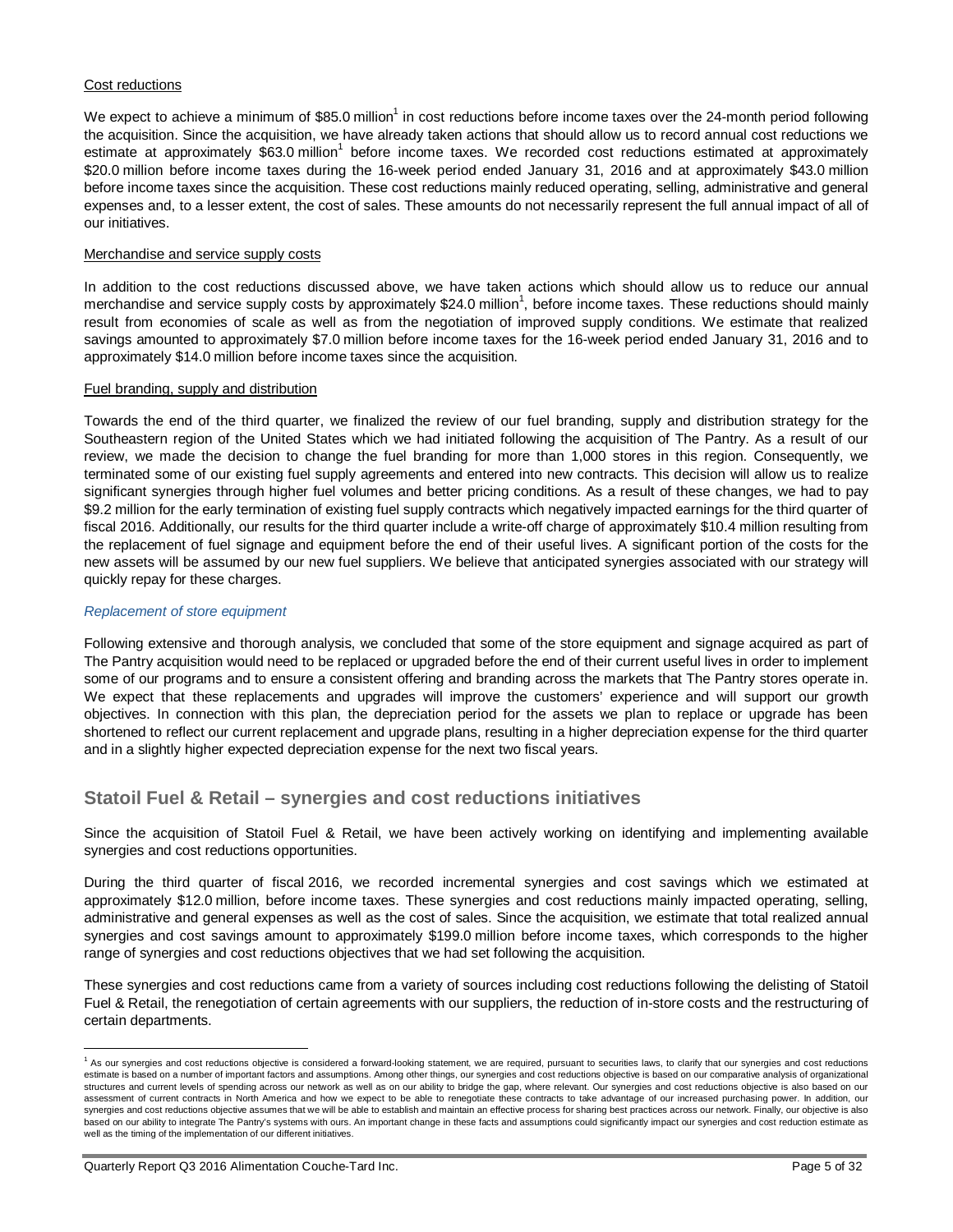Cost reductions

We expect to achieve a minimum of $85.0 million[1] in cost reductions before income taxes over the 24-month period following the acquisition. Since the acquisition, we have already taken actions that should allow us to record annual cost reductions we estimate at approximately $63.0 million[1] before income taxes. We recorded cost reductions estimated at approximately $20.0 million before income taxes during the 16-week period ended January 31, 2016 and at approximately $43.0 million before income taxes since the acquisition. These cost reductions mainly reduced operating, selling, administrative and general expenses and, to a lesser extent, the cost of sales. These amounts do not necessarily represent the full annual impact of all of our initiatives.

Merchandise and service supply costs

In addition to the cost reductions discussed above, we have taken actions which should allow us to reduce our annual merchandise and service supply costs by approximately $24.0 million[1], before income taxes. These reductions should mainly result from economies of scale as well as from the negotiation of improved supply conditions. We estimate that realized savings amounted to approximately $7.0 million before income taxes for the 16-week period ended January 31, 2016 and to approximately $14.0 million before income taxes since the acquisition.

Fuel branding, supply and distribution

Towards the end of the third quarter, we finalized the review of our fuel branding, supply and distribution strategy for the Southeastern region of the United States which we had initiated following the acquisition of The Pantry. As a result of our review, we made the decision to change the fuel branding for more than 1,000 stores in this region. Consequently, we terminated some of our existing fuel supply agreements and entered into new contracts. This decision will allow us to realize significant synergies through higher fuel volumes and better pricing conditions. As a result of these changes, we had to pay $9.2 million for the early termination of existing fuel supply contracts which negatively impacted earnings for the third quarter of fiscal 2016. Additionally, our results for the third quarter include a write-off charge of approximately $10.4 million resulting from the replacement of fuel signage and equipment before the end of their useful lives. A significant portion of the costs for the new assets will be assumed by our new fuel suppliers. We believe that anticipated synergies associated with our strategy will quickly repay for these charges.

*Replacement of store equipment*

Following extensive and thorough analysis, we concluded that some of the store equipment and signage acquired as part of The Pantry acquisition would need to be replaced or upgraded before the end of their current useful lives in order to implement some of our programs and to ensure a consistent offering and branding across the markets that The Pantry stores operate in. We expect that these replacements and upgrades will improve the customers' experience and will support our growth objectives. In connection with this plan, the depreciation period for the assets we plan to replace or upgrade has been shortened to reflect our current replacement and upgrade plans, resulting in a higher depreciation expense for the third quarter and in a slightly higher expected depreciation expense for the next two fiscal years.

## Statoil Fuel & Retail – synergies and cost reductions initiatives

Since the acquisition of Statoil Fuel & Retail, we have been actively working on identifying and implementing available synergies and cost reductions opportunities.

During the third quarter of fiscal 2016, we recorded incremental synergies and cost savings which we estimated at approximately $12.0 million, before income taxes. These synergies and cost reductions mainly impacted operating, selling, administrative and general expenses as well as the cost of sales. Since the acquisition, we estimate that total realized annual synergies and cost savings amount to approximately $199.0 million before income taxes, which corresponds to the higher range of synergies and cost reductions objectives that we had set following the acquisition.

These synergies and cost reductions came from a variety of sources including cost reductions following the delisting of Statoil Fuel & Retail, the renegotiation of certain agreements with our suppliers, the reduction of in-store costs and the restructuring of certain departments.

---

[1] As our synergies and cost reductions objective is considered a forward-looking statement, we are required, pursuant to securities laws, to clarify that our synergies and cost reductions estimate is based on a number of important factors and assumptions. Among other things, our synergies and cost reductions objective is based on our comparative analysis of organizational structures and current levels of spending across our network as well as on our ability to bridge the gap, where relevant. Our synergies and cost reductions objective is also based on our assessment of current contracts in North America and how we expect to be able to renegotiate these contracts to take advantage of our increased purchasing power. In addition, our synergies and cost reductions objective assumes that we will be able to establish and maintain an effective process for sharing best practices across our network. Finally, our objective is also based on our ability to integrate The Pantry's systems with ours. An important change in these facts and assumptions could significantly impact our synergies and cost reduction estimate as well as the timing of the implementation of our different initiatives.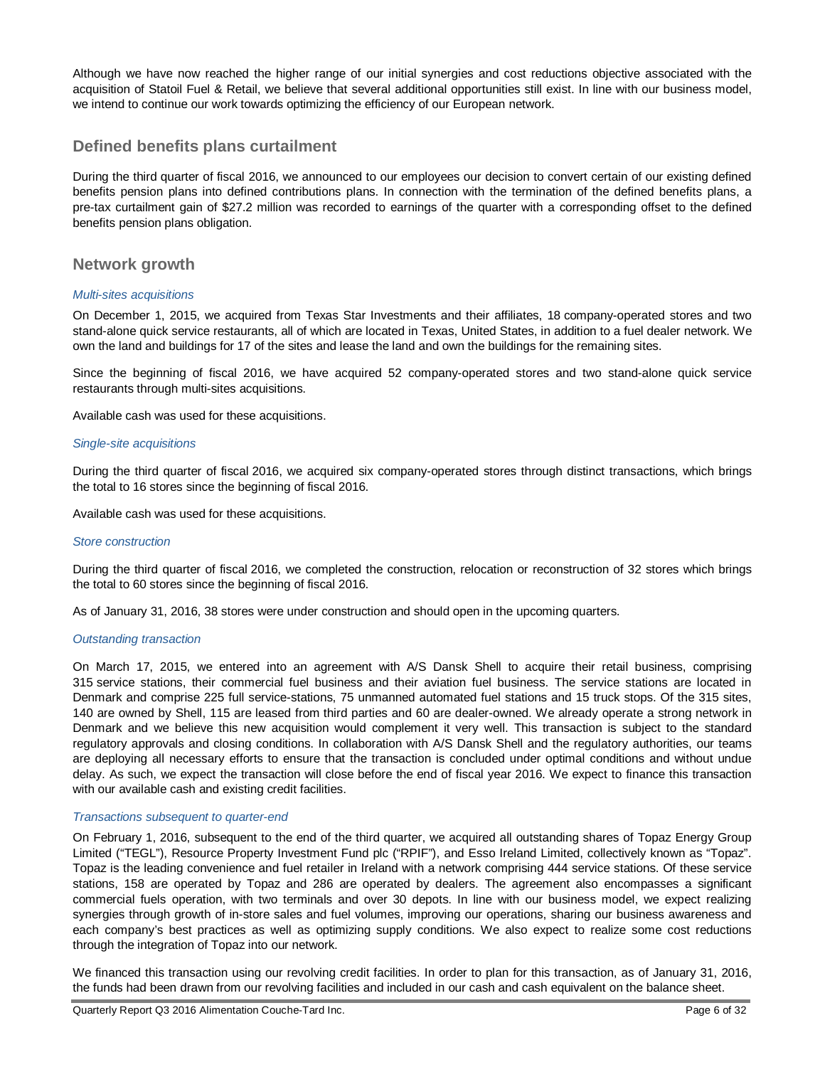Although we have now reached the higher range of our initial synergies and cost reductions objective associated with the acquisition of Statoil Fuel & Retail, we believe that several additional opportunities still exist. In line with our business model, we intend to continue our work towards optimizing the efficiency of our European network.

## Defined benefits plans curtailment

During the third quarter of fiscal 2016, we announced to our employees our decision to convert certain of our existing defined benefits pension plans into defined contributions plans. In connection with the termination of the defined benefits plans, a pre-tax curtailment gain of $27.2 million was recorded to earnings of the quarter with a corresponding offset to the defined benefits pension plans obligation.

## Network growth

*Multi-sites acquisitions*

On December 1, 2015, we acquired from Texas Star Investments and their affiliates, 18 company-operated stores and two stand-alone quick service restaurants, all of which are located in Texas, United States, in addition to a fuel dealer network. We own the land and buildings for 17 of the sites and lease the land and own the buildings for the remaining sites.

Since the beginning of fiscal 2016, we have acquired 52 company-operated stores and two stand-alone quick service restaurants through multi-sites acquisitions.

Available cash was used for these acquisitions.

*Single-site acquisitions*

During the third quarter of fiscal 2016, we acquired six company-operated stores through distinct transactions, which brings the total to 16 stores since the beginning of fiscal 2016.

Available cash was used for these acquisitions.

*Store construction*

During the third quarter of fiscal 2016, we completed the construction, relocation or reconstruction of 32 stores which brings the total to 60 stores since the beginning of fiscal 2016.

As of January 31, 2016, 38 stores were under construction and should open in the upcoming quarters.

*Outstanding transaction*

On March 17, 2015, we entered into an agreement with A/S Dansk Shell to acquire their retail business, comprising 315 service stations, their commercial fuel business and their aviation fuel business. The service stations are located in Denmark and comprise 225 full service-stations, 75 unmanned automated fuel stations and 15 truck stops. Of the 315 sites, 140 are owned by Shell, 115 are leased from third parties and 60 are dealer-owned. We already operate a strong network in Denmark and we believe this new acquisition would complement it very well. This transaction is subject to the standard regulatory approvals and closing conditions. In collaboration with A/S Dansk Shell and the regulatory authorities, our teams are deploying all necessary efforts to ensure that the transaction is concluded under optimal conditions and without undue delay. As such, we expect the transaction will close before the end of fiscal year 2016. We expect to finance this transaction with our available cash and existing credit facilities.

*Transactions subsequent to quarter-end*

On February 1, 2016, subsequent to the end of the third quarter, we acquired all outstanding shares of Topaz Energy Group Limited ("TEGL"), Resource Property Investment Fund plc ("RPIF"), and Esso Ireland Limited, collectively known as "Topaz". Topaz is the leading convenience and fuel retailer in Ireland with a network comprising 444 service stations. Of these service stations, 158 are operated by Topaz and 286 are operated by dealers. The agreement also encompasses a significant commercial fuels operation, with two terminals and over 30 depots. In line with our business model, we expect realizing synergies through growth of in-store sales and fuel volumes, improving our operations, sharing our business awareness and each company's best practices as well as optimizing supply conditions. We also expect to realize some cost reductions through the integration of Topaz into our network.

We financed this transaction using our revolving credit facilities. In order to plan for this transaction, as of January 31, 2016, the funds had been drawn from our revolving facilities and included in our cash and cash equivalent on the balance sheet.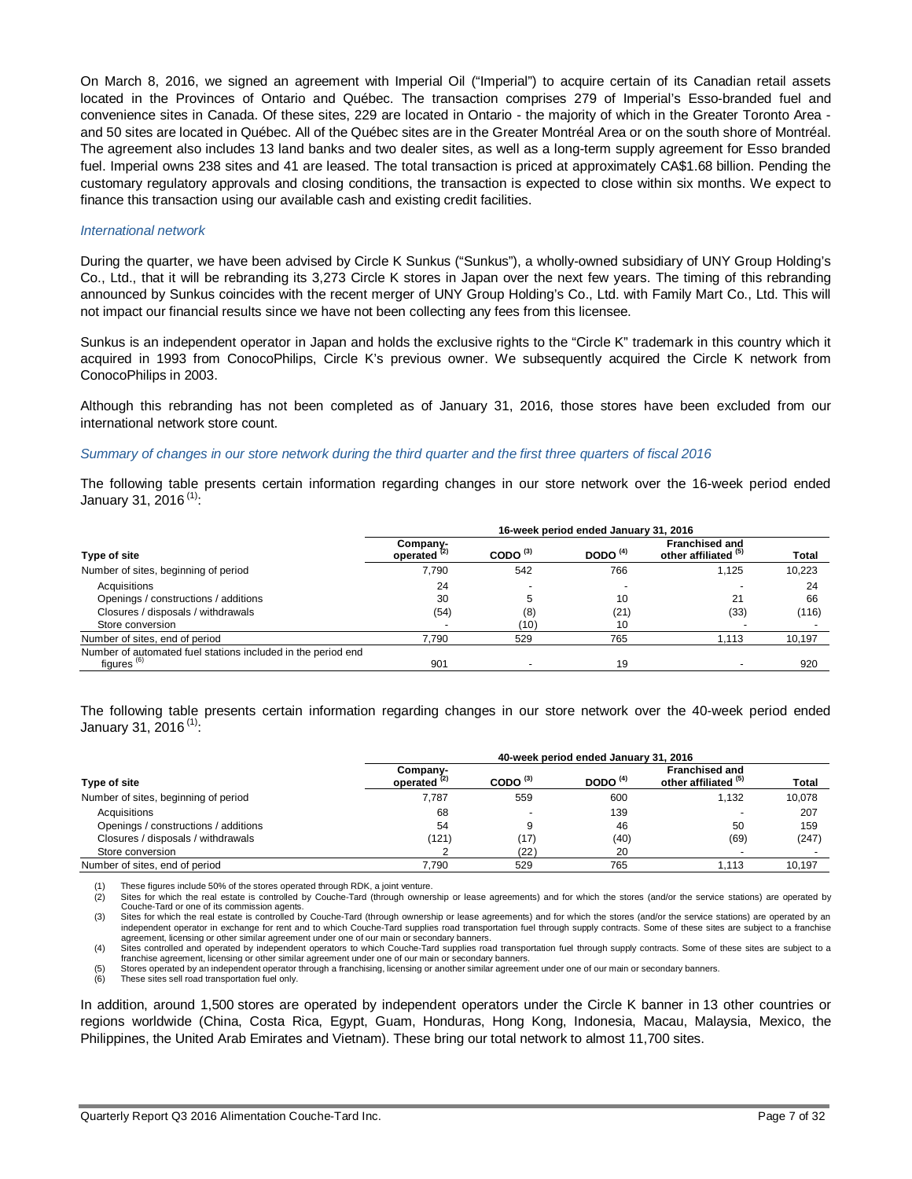On March 8, 2016, we signed an agreement with Imperial Oil ("Imperial") to acquire certain of its Canadian retail assets located in the Provinces of Ontario and Québec. The transaction comprises 279 of Imperial's Esso-branded fuel and convenience sites in Canada. Of these sites, 229 are located in Ontario - the majority of which in the Greater Toronto Area - and 50 sites are located in Québec. All of the Québec sites are in the Greater Montréal Area or on the south shore of Montréal. The agreement also includes 13 land banks and two dealer sites, as well as a long-term supply agreement for Esso branded fuel. Imperial owns 238 sites and 41 are leased. The total transaction is priced at approximately CA$1.68 billion. Pending the customary regulatory approvals and closing conditions, the transaction is expected to close within six months. We expect to finance this transaction using our available cash and existing credit facilities.

### *International network*

During the quarter, we have been advised by Circle K Sunkus ("Sunkus"), a wholly-owned subsidiary of UNY Group Holding's Co., Ltd., that it will be rebranding its 3,273 Circle K stores in Japan over the next few years. The timing of this rebranding announced by Sunkus coincides with the recent merger of UNY Group Holding's Co., Ltd. with Family Mart Co., Ltd. This will not impact our financial results since we have not been collecting any fees from this licensee.

Sunkus is an independent operator in Japan and holds the exclusive rights to the "Circle K" trademark in this country which it acquired in 1993 from ConocoPhilips, Circle K's previous owner. We subsequently acquired the Circle K network from ConocoPhilips in 2003.

Although this rebranding has not been completed as of January 31, 2016, those stores have been excluded from our international network store count.

### *Summary of changes in our store network during the third quarter and the first three quarters of fiscal 2016*

The following table presents certain information regarding changes in our store network over the 16-week period ended January 31, 2016 [(1)]:

| | 16-week period ended January 31, 2016 | | | | |
|---|---|---|---|---|---|
| **Type of site** | **Company-operated [(2)]** | **CODO [(3)]** | **DODO [(4)]** | **Franchised and other affiliated [(5)]** | **Total** |
| Number of sites, beginning of period | 7,790 | 542 | 766 | 1,125 | 10,223 |
| Acquisitions | 24 | - | - | - | 24 |
| Openings / constructions / additions | 30 | 5 | 10 | 21 | 66 |
| Closures / disposals / withdrawals | (54) | (8) | (21) | (33) | (116) |
| Store conversion | - | (10) | 10 | - | - |
| Number of sites, end of period | 7,790 | 529 | 765 | 1,113 | 10,197 |
| Number of automated fuel stations included in the period end figures [(6)] | 901 | - | 19 | - | 920 |

The following table presents certain information regarding changes in our store network over the 40-week period ended January 31, 2016 [(1)]:

| | 40-week period ended January 31, 2016 | | | | |
|---|---|---|---|---|---|
| **Type of site** | **Company-operated [(2)]** | **CODO [(3)]** | **DODO [(4)]** | **Franchised and other affiliated [(5)]** | **Total** |
| Number of sites, beginning of period | 7,787 | 559 | 600 | 1,132 | 10,078 |
| Acquisitions | 68 | - | 139 | - | 207 |
| Openings / constructions / additions | 54 | 9 | 46 | 50 | 159 |
| Closures / disposals / withdrawals | (121) | (17) | (40) | (69) | (247) |
| Store conversion | 2 | (22) | 20 | - | - |
| Number of sites, end of period | 7,790 | 529 | 765 | 1,113 | 10,197 |

(1) These figures include 50% of the stores operated through RDK, a joint venture.
(2) Sites for which the real estate is controlled by Couche-Tard (through ownership or lease agreements) and for which the stores (and/or the service stations) are operated by Couche-Tard or one of its commission agents.
(3) Sites for which the real estate is controlled by Couche-Tard (through ownership or lease agreements) and for which the stores (and/or the service stations) are operated by an independent operator in exchange for rent and to which Couche-Tard supplies road transportation fuel through supply contracts. Some of these sites are subject to a franchise agreement, licensing or other similar agreement under one of our main or secondary banners.
(4) Sites controlled and operated by independent operators to which Couche-Tard supplies road transportation fuel through supply contracts. Some of these sites are subject to a franchise agreement, licensing or other similar agreement under one of our main or secondary banners.
(5) Stores operated by an independent operator through a franchising, licensing or another similar agreement under one of our main or secondary banners.
(6) These sites sell road transportation fuel only.

In addition, around 1,500 stores are operated by independent operators under the Circle K banner in 13 other countries or regions worldwide (China, Costa Rica, Egypt, Guam, Honduras, Hong Kong, Indonesia, Macau, Malaysia, Mexico, the Philippines, the United Arab Emirates and Vietnam). These bring our total network to almost 11,700 sites.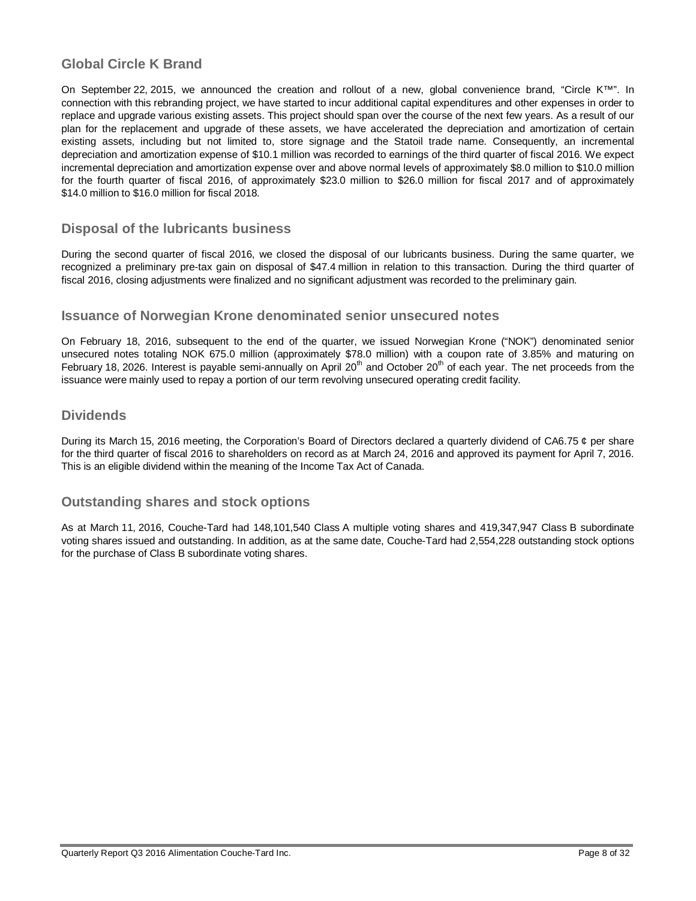## Global Circle K Brand

On September 22, 2015, we announced the creation and rollout of a new, global convenience brand, "Circle K™". In connection with this rebranding project, we have started to incur additional capital expenditures and other expenses in order to replace and upgrade various existing assets. This project should span over the course of the next few years. As a result of our plan for the replacement and upgrade of these assets, we have accelerated the depreciation and amortization of certain existing assets, including but not limited to, store signage and the Statoil trade name. Consequently, an incremental depreciation and amortization expense of $10.1 million was recorded to earnings of the third quarter of fiscal 2016. We expect incremental depreciation and amortization expense over and above normal levels of approximately $8.0 million to $10.0 million for the fourth quarter of fiscal 2016, of approximately $23.0 million to $26.0 million for fiscal 2017 and of approximately $14.0 million to $16.0 million for fiscal 2018.

## Disposal of the lubricants business

During the second quarter of fiscal 2016, we closed the disposal of our lubricants business. During the same quarter, we recognized a preliminary pre-tax gain on disposal of $47.4 million in relation to this transaction. During the third quarter of fiscal 2016, closing adjustments were finalized and no significant adjustment was recorded to the preliminary gain.

## Issuance of Norwegian Krone denominated senior unsecured notes

On February 18, 2016, subsequent to the end of the quarter, we issued Norwegian Krone ("NOK") denominated senior unsecured notes totaling NOK 675.0 million (approximately $78.0 million) with a coupon rate of 3.85% and maturing on February 18, 2026. Interest is payable semi-annually on April 20th and October 20th of each year. The net proceeds from the issuance were mainly used to repay a portion of our term revolving unsecured operating credit facility.

## Dividends

During its March 15, 2016 meeting, the Corporation's Board of Directors declared a quarterly dividend of CA6.75 ¢ per share for the third quarter of fiscal 2016 to shareholders on record as at March 24, 2016 and approved its payment for April 7, 2016. This is an eligible dividend within the meaning of the Income Tax Act of Canada.

## Outstanding shares and stock options

As at March 11, 2016, Couche-Tard had 148,101,540 Class A multiple voting shares and 419,347,947 Class B subordinate voting shares issued and outstanding. In addition, as at the same date, Couche-Tard had 2,554,228 outstanding stock options for the purchase of Class B subordinate voting shares.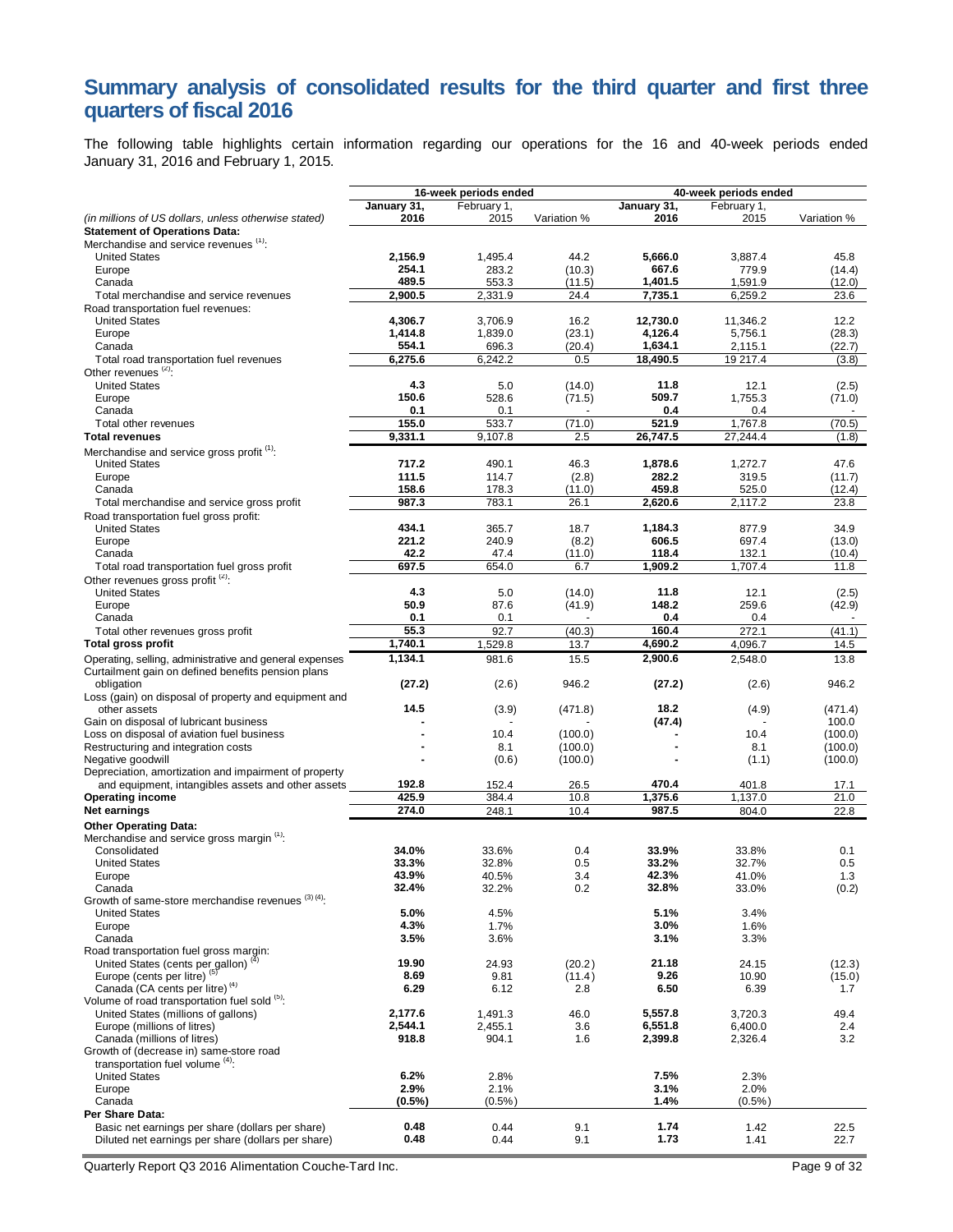# Summary analysis of consolidated results for the third quarter and first three quarters of fiscal 2016

The following table highlights certain information regarding our operations for the 16 and 40-week periods ended January 31, 2016 and February 1, 2015.

| | 16-week periods ended | | | 40-week periods ended | | |
|---|---|---|---|---|---|---|
| *(in millions of US dollars, unless otherwise stated)* | **January 31, 2016** | February 1, 2015 | Variation % | **January 31, 2016** | February 1, 2015 | Variation % |
| **Statement of Operations Data:** | | | | | | |
| Merchandise and service revenues [(1)]: | | | | | | |
| United States | **2,156.9** | 1,495.4 | 44.2 | **5,666.0** | 3,887.4 | 45.8 |
| Europe | **254.1** | 283.2 | (10.3) | **667.6** | 779.9 | (14.4) |
| Canada | **489.5** | 553.3 | (11.5) | **1,401.5** | 1,591.9 | (12.0) |
| Total merchandise and service revenues | **2,900.5** | 2,331.9 | 24.4 | **7,735.1** | 6,259.2 | 23.6 |
| Road transportation fuel revenues: | | | | | | |
| United States | **4,306.7** | 3,706.9 | 16.2 | **12,730.0** | 11,346.2 | 12.2 |
| Europe | **1,414.8** | 1,839.0 | (23.1) | **4,126.4** | 5,756.1 | (28.3) |
| Canada | **554.1** | 696.3 | (20.4) | **1,634.1** | 2,115.1 | (22.7) |
| Total road transportation fuel revenues | **6,275.6** | 6,242.2 | 0.5 | **18,490.5** | 19 217.4 | (3.8) |
| Other revenues [(2)]: | | | | | | |
| United States | **4.3** | 5.0 | (14.0) | **11.8** | 12.1 | (2.5) |
| Europe | **150.6** | 528.6 | (71.5) | **509.7** | 1,755.3 | (71.0) |
| Canada | **0.1** | 0.1 | - | **0.4** | 0.4 | - |
| Total other revenues | **155.0** | 533.7 | (71.0) | **521.9** | 1,767.8 | (70.5) |
| **Total revenues** | **9,331.1** | 9,107.8 | 2.5 | **26,747.5** | 27,244.4 | (1.8) |
| Merchandise and service gross profit [(1)]: | | | | | | |
| United States | **717.2** | 490.1 | 46.3 | **1,878.6** | 1,272.7 | 47.6 |
| Europe | **111.5** | 114.7 | (2.8) | **282.2** | 319.5 | (11.7) |
| Canada | **158.6** | 178.3 | (11.0) | **459.8** | 525.0 | (12.4) |
| Total merchandise and service gross profit | **987.3** | 783.1 | 26.1 | **2,620.6** | 2,117.2 | 23.8 |
| Road transportation fuel gross profit: | | | | | | |
| United States | **434.1** | 365.7 | 18.7 | **1,184.3** | 877.9 | 34.9 |
| Europe | **221.2** | 240.9 | (8.2) | **606.5** | 697.4 | (13.0) |
| Canada | **42.2** | 47.4 | (11.0) | **118.4** | 132.1 | (10.4) |
| Total road transportation fuel gross profit | **697.5** | 654.0 | 6.7 | **1,909.2** | 1,707.4 | 11.8 |
| Other revenues gross profit [(2)]: | | | | | | |
| United States | **4.3** | 5.0 | (14.0) | **11.8** | 12.1 | (2.5) |
| Europe | **50.9** | 87.6 | (41.9) | **148.2** | 259.6 | (42.9) |
| Canada | **0.1** | 0.1 | - | **0.4** | 0.4 | - |
| Total other revenues gross profit | **55.3** | 92.7 | (40.3) | **160.4** | 272.1 | (41.1) |
| **Total gross profit** | **1,740.1** | 1,529.8 | 13.7 | **4,690.2** | 4,096.7 | 14.5 |
| Operating, selling, administrative and general expenses | **1,134.1** | 981.6 | 15.5 | **2,900.6** | 2,548.0 | 13.8 |
| Curtailment gain on defined benefits pension plans obligation | **(27.2)** | (2.6) | 946.2 | **(27.2)** | (2.6) | 946.2 |
| Loss (gain) on disposal of property and equipment and other assets | **14.5** | (3.9) | (471.8) | **18.2** | (4.9) | (471.4) |
| Gain on disposal of lubricant business | **-** | - | - | **(47.4)** | - | 100.0 |
| Loss on disposal of aviation fuel business | **-** | 10.4 | (100.0) | **-** | 10.4 | (100.0) |
| Restructuring and integration costs | **-** | 8.1 | (100.0) | **-** | 8.1 | (100.0) |
| Negative goodwill | **-** | (0.6) | (100.0) | **-** | (1.1) | (100.0) |
| Depreciation, amortization and impairment of property and equipment, intangibles assets and other assets | **192.8** | 152.4 | 26.5 | **470.4** | 401.8 | 17.1 |
| **Operating income** | **425.9** | 384.4 | 10.8 | **1,375.6** | 1,137.0 | 21.0 |
| **Net earnings** | **274.0** | 248.1 | 10.4 | **987.5** | 804.0 | 22.8 |
| **Other Operating Data:** | | | | | | |
| Merchandise and service gross margin [(1)]: | | | | | | |
| Consolidated | **34.0%** | 33.6% | 0.4 | **33.9%** | 33.8% | 0.1 |
| United States | **33.3%** | 32.8% | 0.5 | **33.2%** | 32.7% | 0.5 |
| Europe | **43.9%** | 40.5% | 3.4 | **42.3%** | 41.0% | 1.3 |
| Canada | **32.4%** | 32.2% | 0.2 | **32.8%** | 33.0% | (0.2) |
| Growth of same-store merchandise revenues [(3) (4)]: | | | | | | |
| United States | **5.0%** | 4.5% | | **5.1%** | 3.4% | |
| Europe | **4.3%** | 1.7% | | **3.0%** | 1.6% | |
| Canada | **3.5%** | 3.6% | | **3.1%** | 3.3% | |
| Road transportation fuel gross margin: | | | | | | |
| United States (cents per gallon) [(4)] | **19.90** | 24.93 | (20.2) | **21.18** | 24.15 | (12.3) |
| Europe (cents per litre) [(5)] | **8.69** | 9.81 | (11.4) | **9.26** | 10.90 | (15.0) |
| Canada (CA cents per litre) [(4)] | **6.29** | 6.12 | 2.8 | **6.50** | 6.39 | 1.7 |
| Volume of road transportation fuel sold [(5)]: | | | | | | |
| United States (millions of gallons) | **2,177.6** | 1,491.3 | 46.0 | **5,557.8** | 3,720.3 | 49.4 |
| Europe (millions of litres) | **2,544.1** | 2,455.1 | 3.6 | **6,551.8** | 6,400.0 | 2.4 |
| Canada (millions of litres) | **918.8** | 904.1 | 1.6 | **2,399.8** | 2,326.4 | 3.2 |
| Growth of (decrease in) same-store road transportation fuel volume [(4)]: | | | | | | |
| United States | **6.2%** | 2.8% | | **7.5%** | 2.3% | |
| Europe | **2.9%** | 2.1% | | **3.1%** | 2.0% | |
| Canada | **(0.5%)** | (0.5%) | | **1.4%** | (0.5%) | |
| **Per Share Data:** | | | | | | |
| Basic net earnings per share (dollars per share) | **0.48** | 0.44 | 9.1 | **1.74** | 1.42 | 22.5 |
| Diluted net earnings per share (dollars per share) | **0.48** | 0.44 | 9.1 | **1.73** | 1.41 | 22.7 |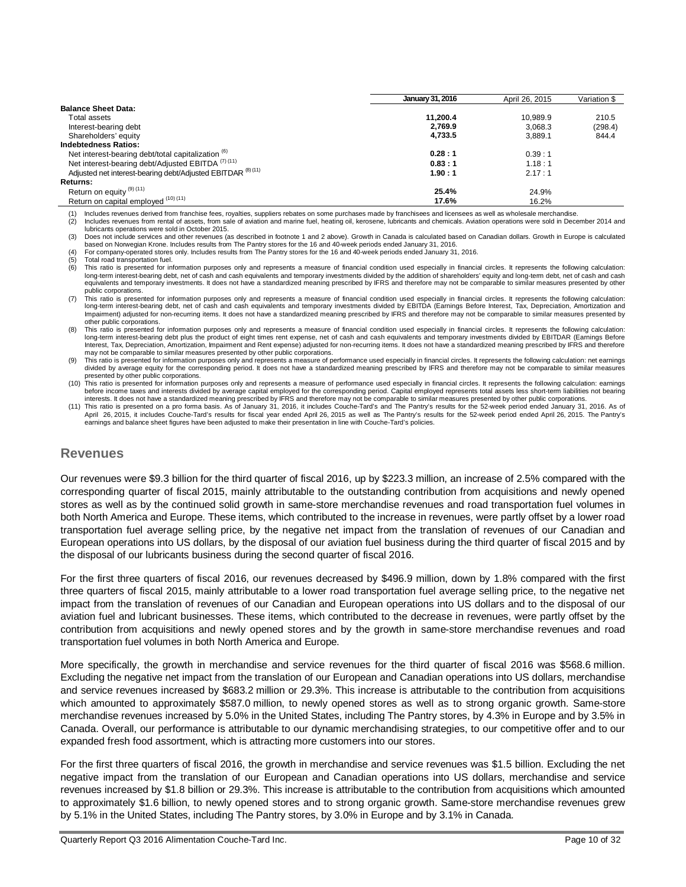| | January 31, 2016 | April 26, 2015 | Variation $ |
|---|---|---|---|
| **Balance Sheet Data:** | | | |
| Total assets | **11,200.4** | 10,989.9 | 210.5 |
| Interest-bearing debt | **2,769.9** | 3,068.3 | (298.4) |
| Shareholders' equity | **4,733.5** | 3,889.1 | 844.4 |
| **Indebtedness Ratios:** | | | |
| Net interest-bearing debt/total capitalization [(6)] | **0.28 : 1** | 0.39 : 1 | |
| Net interest-bearing debt/Adjusted EBITDA [(7) (11)] | **0.83 : 1** | 1.18 : 1 | |
| Adjusted net interest-bearing debt/Adjusted EBITDAR [(8) (11)] | **1.90 : 1** | 2.17 : 1 | |
| **Returns:** | | | |
| Return on equity [(9) (11)] | **25.4%** | 24.9% | |
| Return on capital employed [(10) (11)] | **17.6%** | 16.2% | |

(1) Includes revenues derived from franchise fees, royalties, suppliers rebates on some purchases made by franchisees and licensees as well as wholesale merchandise.
(2) Includes revenues from rental of assets, from sale of aviation and marine fuel, heating oil, kerosene, lubricants and chemicals. Aviation operations were sold in December 2014 and lubricants operations were sold in October 2015.
(3) Does not include services and other revenues (as described in footnote 1 and 2 above). Growth in Canada is calculated based on Canadian dollars. Growth in Europe is calculated based on Norwegian Krone. Includes results from The Pantry stores for the 16 and 40-week periods ended January 31, 2016.
(4) For company-operated stores only. Includes results from The Pantry stores for the 16 and 40-week periods ended January 31, 2016.
(5) Total road transportation fuel.
(6) This ratio is presented for information purposes only and represents a measure of financial condition used especially in financial circles. It represents the following calculation: long-term interest-bearing debt, net of cash and cash equivalents and temporary investments divided by the addition of shareholders' equity and long-term debt, net of cash and cash equivalents and temporary investments. It does not have a standardized meaning prescribed by IFRS and therefore may not be comparable to similar measures presented by other public corporations.
(7) This ratio is presented for information purposes only and represents a measure of financial condition used especially in financial circles. It represents the following calculation: long-term interest-bearing debt, net of cash and cash equivalents and temporary investments divided by EBITDA (Earnings Before Interest, Tax, Depreciation, Amortization and Impairment) adjusted for non-recurring items. It does not have a standardized meaning prescribed by IFRS and therefore may not be comparable to similar measures presented by other public corporations.
(8) This ratio is presented for information purposes only and represents a measure of financial condition used especially in financial circles. It represents the following calculation: long-term interest-bearing debt plus the product of eight times rent expense, net of cash and cash equivalents and temporary investments divided by EBITDAR (Earnings Before Interest, Tax, Depreciation, Amortization, Impairment and Rent expense) adjusted for non-recurring items. It does not have a standardized meaning prescribed by IFRS and therefore may not be comparable to similar measures presented by other public corporations.
(9) This ratio is presented for information purposes only and represents a measure of performance used especially in financial circles. It represents the following calculation: net earnings divided by average equity for the corresponding period. It does not have a standardized meaning prescribed by IFRS and therefore may not be comparable to similar measures presented by other public corporations.
(10) This ratio is presented for information purposes only and represents a measure of performance used especially in financial circles. It represents the following calculation: earnings before income taxes and interests divided by average capital employed for the corresponding period. Capital employed represents total assets less short-term liabilities not bearing interests. It does not have a standardized meaning prescribed by IFRS and therefore may not be comparable to similar measures presented by other public corporations.
(11) This ratio is presented on a pro forma basis. As of January 31, 2016, it includes Couche-Tard's and The Pantry's results for the 52-week period ended January 31, 2016. As of April 26, 2015, it includes Couche-Tard's results for fiscal year ended April 26, 2015 as well as The Pantry's results for the 52-week period ended April 26, 2015. The Pantry's earnings and balance sheet figures have been adjusted to make their presentation in line with Couche-Tard's policies.

## Revenues

Our revenues were $9.3 billion for the third quarter of fiscal 2016, up by $223.3 million, an increase of 2.5% compared with the corresponding quarter of fiscal 2015, mainly attributable to the outstanding contribution from acquisitions and newly opened stores as well as by the continued solid growth in same-store merchandise revenues and road transportation fuel volumes in both North America and Europe. These items, which contributed to the increase in revenues, were partly offset by a lower road transportation fuel average selling price, by the negative net impact from the translation of revenues of our Canadian and European operations into US dollars, by the disposal of our aviation fuel business during the third quarter of fiscal 2015 and by the disposal of our lubricants business during the second quarter of fiscal 2016.

For the first three quarters of fiscal 2016, our revenues decreased by $496.9 million, down by 1.8% compared with the first three quarters of fiscal 2015, mainly attributable to a lower road transportation fuel average selling price, to the negative net impact from the translation of revenues of our Canadian and European operations into US dollars and to the disposal of our aviation fuel and lubricant businesses. These items, which contributed to the decrease in revenues, were partly offset by the contribution from acquisitions and newly opened stores and by the growth in same-store merchandise revenues and road transportation fuel volumes in both North America and Europe.

More specifically, the growth in merchandise and service revenues for the third quarter of fiscal 2016 was $568.6 million. Excluding the negative net impact from the translation of our European and Canadian operations into US dollars, merchandise and service revenues increased by $683.2 million or 29.3%. This increase is attributable to the contribution from acquisitions which amounted to approximately $587.0 million, to newly opened stores as well as to strong organic growth. Same-store merchandise revenues increased by 5.0% in the United States, including The Pantry stores, by 4.3% in Europe and by 3.5% in Canada. Overall, our performance is attributable to our dynamic merchandising strategies, to our competitive offer and to our expanded fresh food assortment, which is attracting more customers into our stores.

For the first three quarters of fiscal 2016, the growth in merchandise and service revenues was $1.5 billion. Excluding the net negative impact from the translation of our European and Canadian operations into US dollars, merchandise and service revenues increased by $1.8 billion or 29.3%. This increase is attributable to the contribution from acquisitions which amounted to approximately $1.6 billion, to newly opened stores and to strong organic growth. Same-store merchandise revenues grew by 5.1% in the United States, including The Pantry stores, by 3.0% in Europe and by 3.1% in Canada.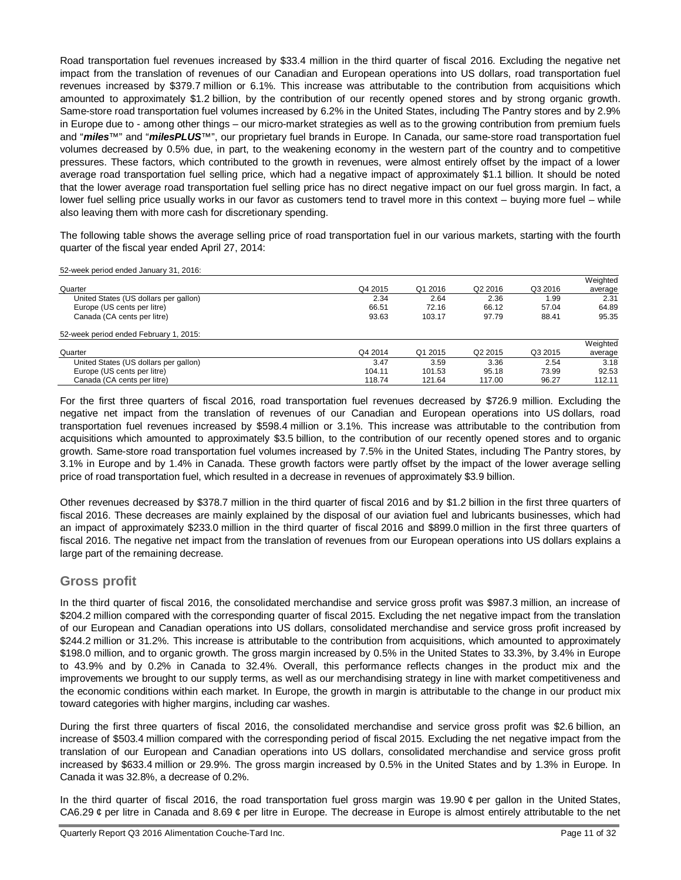Road transportation fuel revenues increased by $33.4 million in the third quarter of fiscal 2016. Excluding the negative net impact from the translation of revenues of our Canadian and European operations into US dollars, road transportation fuel revenues increased by $379.7 million or 6.1%. This increase was attributable to the contribution from acquisitions which amounted to approximately $1.2 billion, by the contribution of our recently opened stores and by strong organic growth. Same-store road transportation fuel volumes increased by 6.2% in the United States, including The Pantry stores and by 2.9% in Europe due to - among other things – our micro-market strategies as well as to the growing contribution from premium fuels and "***miles***™" and "***milesPLUS***™", our proprietary fuel brands in Europe. In Canada, our same-store road transportation fuel volumes decreased by 0.5% due, in part, to the weakening economy in the western part of the country and to competitive pressures. These factors, which contributed to the growth in revenues, were almost entirely offset by the impact of a lower average road transportation fuel selling price, which had a negative impact of approximately $1.1 billion. It should be noted that the lower average road transportation fuel selling price has no direct negative impact on our fuel gross margin. In fact, a lower fuel selling price usually works in our favor as customers tend to travel more in this context – buying more fuel – while also leaving them with more cash for discretionary spending.

The following table shows the average selling price of road transportation fuel in our various markets, starting with the fourth quarter of the fiscal year ended April 27, 2014:

52-week period ended January 31, 2016:

| Quarter | Q4 2015 | Q1 2016 | Q2 2016 | Q3 2016 | Weighted average |
|---|---|---|---|---|---|
| United States (US dollars per gallon) | 2.34 | 2.64 | 2.36 | 1.99 | 2.31 |
| Europe (US cents per litre) | 66.51 | 72.16 | 66.12 | 57.04 | 64.89 |
| Canada (CA cents per litre) | 93.63 | 103.17 | 97.79 | 88.41 | 95.35 |

52-week period ended February 1, 2015:

| Quarter | Q4 2014 | Q1 2015 | Q2 2015 | Q3 2015 | Weighted average |
|---|---|---|---|---|---|
| United States (US dollars per gallon) | 3.47 | 3.59 | 3.36 | 2.54 | 3.18 |
| Europe (US cents per litre) | 104.11 | 101.53 | 95.18 | 73.99 | 92.53 |
| Canada (CA cents per litre) | 118.74 | 121.64 | 117.00 | 96.27 | 112.11 |

For the first three quarters of fiscal 2016, road transportation fuel revenues decreased by $726.9 million. Excluding the negative net impact from the translation of revenues of our Canadian and European operations into US dollars, road transportation fuel revenues increased by $598.4 million or 3.1%. This increase was attributable to the contribution from acquisitions which amounted to approximately $3.5 billion, to the contribution of our recently opened stores and to organic growth. Same-store road transportation fuel volumes increased by 7.5% in the United States, including The Pantry stores, by 3.1% in Europe and by 1.4% in Canada. These growth factors were partly offset by the impact of the lower average selling price of road transportation fuel, which resulted in a decrease in revenues of approximately $3.9 billion.

Other revenues decreased by $378.7 million in the third quarter of fiscal 2016 and by $1.2 billion in the first three quarters of fiscal 2016. These decreases are mainly explained by the disposal of our aviation fuel and lubricants businesses, which had an impact of approximately $233.0 million in the third quarter of fiscal 2016 and $899.0 million in the first three quarters of fiscal 2016. The negative net impact from the translation of revenues from our European operations into US dollars explains a large part of the remaining decrease.

## Gross profit

In the third quarter of fiscal 2016, the consolidated merchandise and service gross profit was $987.3 million, an increase of $204.2 million compared with the corresponding quarter of fiscal 2015. Excluding the net negative impact from the translation of our European and Canadian operations into US dollars, consolidated merchandise and service gross profit increased by $244.2 million or 31.2%. This increase is attributable to the contribution from acquisitions, which amounted to approximately $198.0 million, and to organic growth. The gross margin increased by 0.5% in the United States to 33.3%, by 3.4% in Europe to 43.9% and by 0.2% in Canada to 32.4%. Overall, this performance reflects changes in the product mix and the improvements we brought to our supply terms, as well as our merchandising strategy in line with market competitiveness and the economic conditions within each market. In Europe, the growth in margin is attributable to the change in our product mix toward categories with higher margins, including car washes.

During the first three quarters of fiscal 2016, the consolidated merchandise and service gross profit was $2.6 billion, an increase of $503.4 million compared with the corresponding period of fiscal 2015. Excluding the net negative impact from the translation of our European and Canadian operations into US dollars, consolidated merchandise and service gross profit increased by $633.4 million or 29.9%. The gross margin increased by 0.5% in the United States and by 1.3% in Europe. In Canada it was 32.8%, a decrease of 0.2%.

In the third quarter of fiscal 2016, the road transportation fuel gross margin was 19.90 ¢ per gallon in the United States, CA6.29 ¢ per litre in Canada and 8.69 ¢ per litre in Europe. The decrease in Europe is almost entirely attributable to the net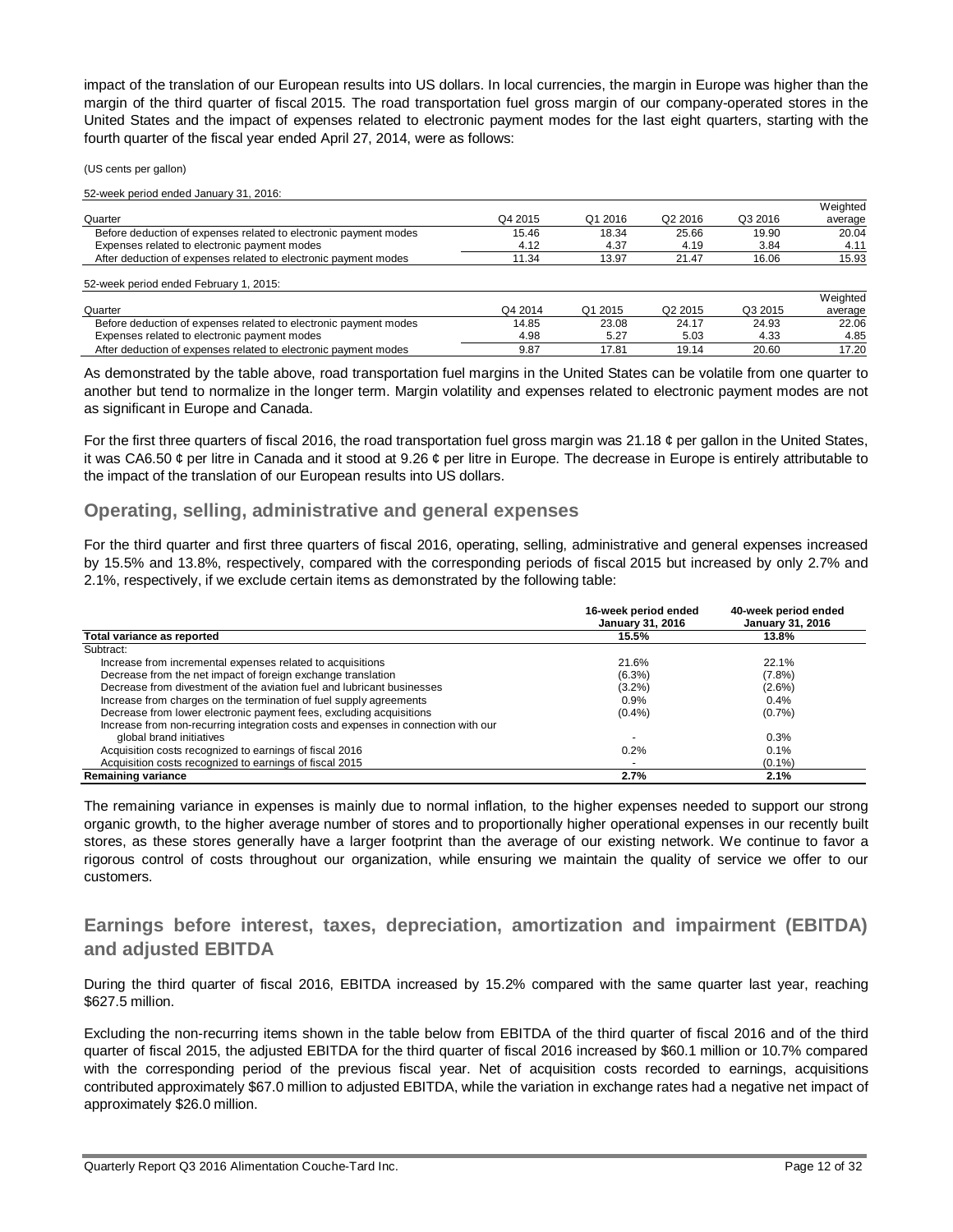impact of the translation of our European results into US dollars. In local currencies, the margin in Europe was higher than the margin of the third quarter of fiscal 2015. The road transportation fuel gross margin of our company-operated stores in the United States and the impact of expenses related to electronic payment modes for the last eight quarters, starting with the fourth quarter of the fiscal year ended April 27, 2014, were as follows:

(US cents per gallon)

52-week period ended January 31, 2016:

| Quarter | Q4 2015 | Q1 2016 | Q2 2016 | Q3 2016 | Weighted average |
|---|---|---|---|---|---|
| Before deduction of expenses related to electronic payment modes | 15.46 | 18.34 | 25.66 | 19.90 | 20.04 |
| Expenses related to electronic payment modes | 4.12 | 4.37 | 4.19 | 3.84 | 4.11 |
| After deduction of expenses related to electronic payment modes | 11.34 | 13.97 | 21.47 | 16.06 | 15.93 |

52-week period ended February 1, 2015:

| Quarter | Q4 2014 | Q1 2015 | Q2 2015 | Q3 2015 | Weighted average |
|---|---|---|---|---|---|
| Before deduction of expenses related to electronic payment modes | 14.85 | 23.08 | 24.17 | 24.93 | 22.06 |
| Expenses related to electronic payment modes | 4.98 | 5.27 | 5.03 | 4.33 | 4.85 |
| After deduction of expenses related to electronic payment modes | 9.87 | 17.81 | 19.14 | 20.60 | 17.20 |

As demonstrated by the table above, road transportation fuel margins in the United States can be volatile from one quarter to another but tend to normalize in the longer term. Margin volatility and expenses related to electronic payment modes are not as significant in Europe and Canada.

For the first three quarters of fiscal 2016, the road transportation fuel gross margin was 21.18 ¢ per gallon in the United States, it was CA6.50 ¢ per litre in Canada and it stood at 9.26 ¢ per litre in Europe. The decrease in Europe is entirely attributable to the impact of the translation of our European results into US dollars.

## Operating, selling, administrative and general expenses

For the third quarter and first three quarters of fiscal 2016, operating, selling, administrative and general expenses increased by 15.5% and 13.8%, respectively, compared with the corresponding periods of fiscal 2015 but increased by only 2.7% and 2.1%, respectively, if we exclude certain items as demonstrated by the following table:

| | 16-week period ended January 31, 2016 | 40-week period ended January 31, 2016 |
|---|---|---|
| **Total variance as reported** | **15.5%** | **13.8%** |
| Subtract: | | |
| Increase from incremental expenses related to acquisitions | 21.6% | 22.1% |
| Decrease from the net impact of foreign exchange translation | (6.3%) | (7.8%) |
| Decrease from divestment of the aviation fuel and lubricant businesses | (3.2%) | (2.6%) |
| Increase from charges on the termination of fuel supply agreements | 0.9% | 0.4% |
| Decrease from lower electronic payment fees, excluding acquisitions | (0.4%) | (0.7%) |
| Increase from non-recurring integration costs and expenses in connection with our global brand initiatives | - | 0.3% |
| Acquisition costs recognized to earnings of fiscal 2016 | 0.2% | 0.1% |
| Acquisition costs recognized to earnings of fiscal 2015 | - | (0.1%) |
| **Remaining variance** | **2.7%** | **2.1%** |

The remaining variance in expenses is mainly due to normal inflation, to the higher expenses needed to support our strong organic growth, to the higher average number of stores and to proportionally higher operational expenses in our recently built stores, as these stores generally have a larger footprint than the average of our existing network. We continue to favor a rigorous control of costs throughout our organization, while ensuring we maintain the quality of service we offer to our customers.

## Earnings before interest, taxes, depreciation, amortization and impairment (EBITDA) and adjusted EBITDA

During the third quarter of fiscal 2016, EBITDA increased by 15.2% compared with the same quarter last year, reaching $627.5 million.

Excluding the non-recurring items shown in the table below from EBITDA of the third quarter of fiscal 2016 and of the third quarter of fiscal 2015, the adjusted EBITDA for the third quarter of fiscal 2016 increased by $60.1 million or 10.7% compared with the corresponding period of the previous fiscal year. Net of acquisition costs recorded to earnings, acquisitions contributed approximately $67.0 million to adjusted EBITDA, while the variation in exchange rates had a negative net impact of approximately $26.0 million.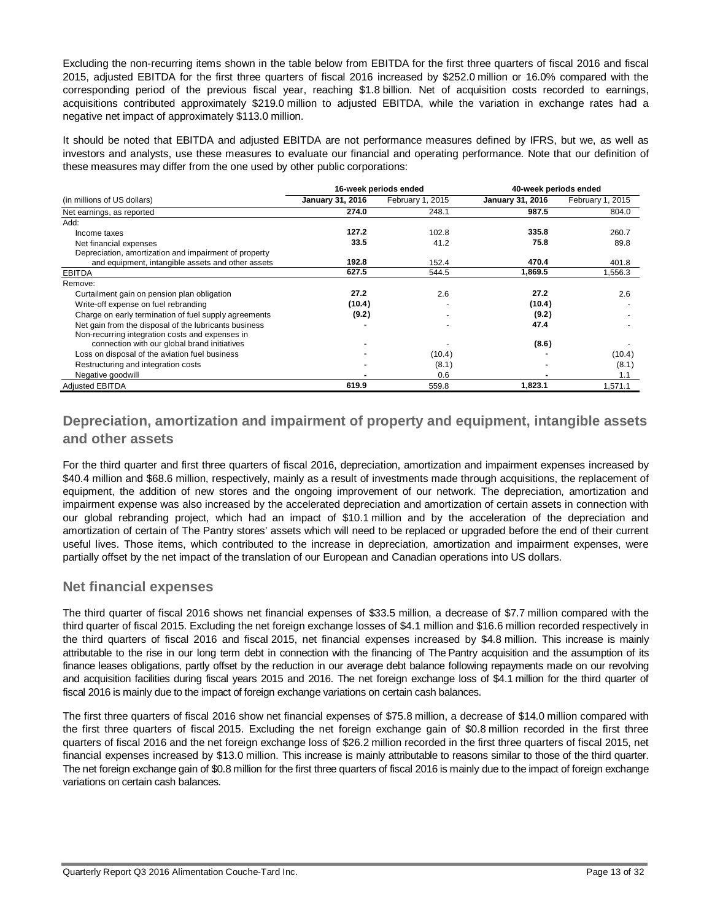Excluding the non-recurring items shown in the table below from EBITDA for the first three quarters of fiscal 2016 and fiscal 2015, adjusted EBITDA for the first three quarters of fiscal 2016 increased by $252.0 million or 16.0% compared with the corresponding period of the previous fiscal year, reaching $1.8 billion. Net of acquisition costs recorded to earnings, acquisitions contributed approximately $219.0 million to adjusted EBITDA, while the variation in exchange rates had a negative net impact of approximately $113.0 million.

It should be noted that EBITDA and adjusted EBITDA are not performance measures defined by IFRS, but we, as well as investors and analysts, use these measures to evaluate our financial and operating performance. Note that our definition of these measures may differ from the one used by other public corporations:

| | 16-week periods ended | | 40-week periods ended | |
|---|---|---|---|---|
| (in millions of US dollars) | **January 31, 2016** | February 1, 2015 | **January 31, 2016** | February 1, 2015 |
| Net earnings, as reported | **274.0** | 248.1 | **987.5** | 804.0 |
| Add: | | | | |
| Income taxes | **127.2** | 102.8 | **335.8** | 260.7 |
| Net financial expenses | **33.5** | 41.2 | **75.8** | 89.8 |
| Depreciation, amortization and impairment of property and equipment, intangible assets and other assets | **192.8** | 152.4 | **470.4** | 401.8 |
| EBITDA | **627.5** | 544.5 | **1,869.5** | 1,556.3 |
| Remove: | | | | |
| Curtailment gain on pension plan obligation | **27.2** | 2.6 | **27.2** | 2.6 |
| Write-off expense on fuel rebranding | **(10.4)** | - | **(10.4)** | - |
| Charge on early termination of fuel supply agreements | **(9.2)** | - | **(9.2)** | - |
| Net gain from the disposal of the lubricants business | **-** | - | **47.4** | - |
| Non-recurring integration costs and expenses in connection with our global brand initiatives | **-** | - | **(8.6)** | - |
| Loss on disposal of the aviation fuel business | **-** | (10.4) | **-** | (10.4) |
| Restructuring and integration costs | **-** | (8.1) | **-** | (8.1) |
| Negative goodwill | **-** | 0.6 | **-** | 1.1 |
| Adjusted EBITDA | **619.9** | 559.8 | **1,823.1** | 1,571.1 |

## Depreciation, amortization and impairment of property and equipment, intangible assets and other assets

For the third quarter and first three quarters of fiscal 2016, depreciation, amortization and impairment expenses increased by $40.4 million and $68.6 million, respectively, mainly as a result of investments made through acquisitions, the replacement of equipment, the addition of new stores and the ongoing improvement of our network. The depreciation, amortization and impairment expense was also increased by the accelerated depreciation and amortization of certain assets in connection with our global rebranding project, which had an impact of $10.1 million and by the acceleration of the depreciation and amortization of certain of The Pantry stores' assets which will need to be replaced or upgraded before the end of their current useful lives. Those items, which contributed to the increase in depreciation, amortization and impairment expenses, were partially offset by the net impact of the translation of our European and Canadian operations into US dollars.

## Net financial expenses

The third quarter of fiscal 2016 shows net financial expenses of $33.5 million, a decrease of $7.7 million compared with the third quarter of fiscal 2015. Excluding the net foreign exchange losses of $4.1 million and $16.6 million recorded respectively in the third quarters of fiscal 2016 and fiscal 2015, net financial expenses increased by $4.8 million. This increase is mainly attributable to the rise in our long term debt in connection with the financing of The Pantry acquisition and the assumption of its finance leases obligations, partly offset by the reduction in our average debt balance following repayments made on our revolving and acquisition facilities during fiscal years 2015 and 2016. The net foreign exchange loss of $4.1 million for the third quarter of fiscal 2016 is mainly due to the impact of foreign exchange variations on certain cash balances.

The first three quarters of fiscal 2016 show net financial expenses of $75.8 million, a decrease of $14.0 million compared with the first three quarters of fiscal 2015. Excluding the net foreign exchange gain of $0.8 million recorded in the first three quarters of fiscal 2016 and the net foreign exchange loss of $26.2 million recorded in the first three quarters of fiscal 2015, net financial expenses increased by $13.0 million. This increase is mainly attributable to reasons similar to those of the third quarter. The net foreign exchange gain of $0.8 million for the first three quarters of fiscal 2016 is mainly due to the impact of foreign exchange variations on certain cash balances.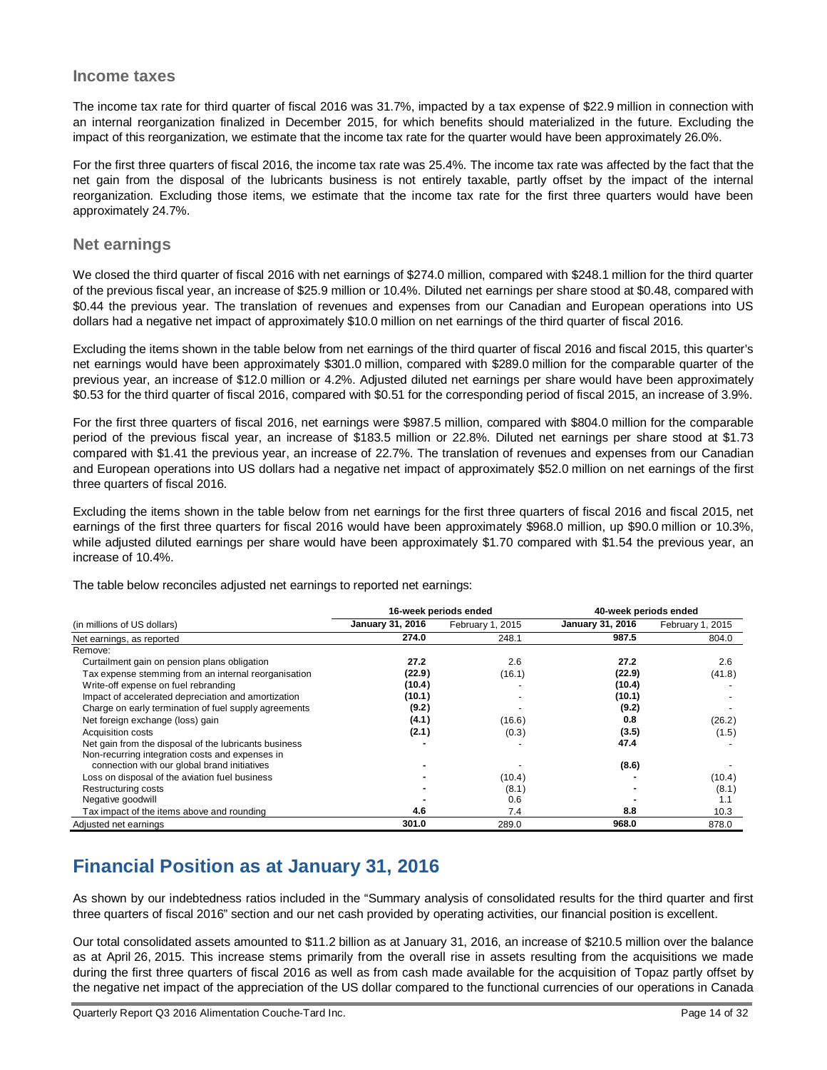## Income taxes

The income tax rate for third quarter of fiscal 2016 was 31.7%, impacted by a tax expense of $22.9 million in connection with an internal reorganization finalized in December 2015, for which benefits should materialized in the future. Excluding the impact of this reorganization, we estimate that the income tax rate for the quarter would have been approximately 26.0%.

For the first three quarters of fiscal 2016, the income tax rate was 25.4%. The income tax rate was affected by the fact that the net gain from the disposal of the lubricants business is not entirely taxable, partly offset by the impact of the internal reorganization. Excluding those items, we estimate that the income tax rate for the first three quarters would have been approximately 24.7%.

## Net earnings

We closed the third quarter of fiscal 2016 with net earnings of $274.0 million, compared with $248.1 million for the third quarter of the previous fiscal year, an increase of $25.9 million or 10.4%. Diluted net earnings per share stood at $0.48, compared with $0.44 the previous year. The translation of revenues and expenses from our Canadian and European operations into US dollars had a negative net impact of approximately $10.0 million on net earnings of the third quarter of fiscal 2016.

Excluding the items shown in the table below from net earnings of the third quarter of fiscal 2016 and fiscal 2015, this quarter's net earnings would have been approximately $301.0 million, compared with $289.0 million for the comparable quarter of the previous year, an increase of $12.0 million or 4.2%. Adjusted diluted net earnings per share would have been approximately $0.53 for the third quarter of fiscal 2016, compared with $0.51 for the corresponding period of fiscal 2015, an increase of 3.9%.

For the first three quarters of fiscal 2016, net earnings were $987.5 million, compared with $804.0 million for the comparable period of the previous fiscal year, an increase of $183.5 million or 22.8%. Diluted net earnings per share stood at $1.73 compared with $1.41 the previous year, an increase of 22.7%. The translation of revenues and expenses from our Canadian and European operations into US dollars had a negative net impact of approximately $52.0 million on net earnings of the first three quarters of fiscal 2016.

Excluding the items shown in the table below from net earnings for the first three quarters of fiscal 2016 and fiscal 2015, net earnings of the first three quarters for fiscal 2016 would have been approximately $968.0 million, up $90.0 million or 10.3%, while adjusted diluted earnings per share would have been approximately $1.70 compared with $1.54 the previous year, an increase of 10.4%.

The table below reconciles adjusted net earnings to reported net earnings:

| | 16-week periods ended | | 40-week periods ended | |
|---|---|---|---|---|
| (in millions of US dollars) | **January 31, 2016** | February 1, 2015 | **January 31, 2016** | February 1, 2015 |
| Net earnings, as reported | **274.0** | 248.1 | **987.5** | 804.0 |
| Remove: | | | | |
| Curtailment gain on pension plans obligation | **27.2** | 2.6 | **27.2** | 2.6 |
| Tax expense stemming from an internal reorganisation | **(22.9)** | (16.1) | **(22.9)** | (41.8) |
| Write-off expense on fuel rebranding | **(10.4)** | - | **(10.4)** | - |
| Impact of accelerated depreciation and amortization | **(10.1)** | - | **(10.1)** | - |
| Charge on early termination of fuel supply agreements | **(9.2)** | - | **(9.2)** | - |
| Net foreign exchange (loss) gain | **(4.1)** | (16.6) | **0.8** | (26.2) |
| Acquisition costs | **(2.1)** | (0.3) | **(3.5)** | (1.5) |
| Net gain from the disposal of the lubricants business | **-** | - | **47.4** | - |
| Non-recurring integration costs and expenses in connection with our global brand initiatives | **-** | - | **(8.6)** | - |
| Loss on disposal of the aviation fuel business | **-** | (10.4) | **-** | (10.4) |
| Restructuring costs | **-** | (8.1) | **-** | (8.1) |
| Negative goodwill | **-** | 0.6 | **-** | 1.1 |
| Tax impact of the items above and rounding | **4.6** | 7.4 | **8.8** | 10.3 |
| Adjusted net earnings | **301.0** | 289.0 | **968.0** | 878.0 |

# Financial Position as at January 31, 2016

As shown by our indebtedness ratios included in the "Summary analysis of consolidated results for the third quarter and first three quarters of fiscal 2016" section and our net cash provided by operating activities, our financial position is excellent.

Our total consolidated assets amounted to $11.2 billion as at January 31, 2016, an increase of $210.5 million over the balance as at April 26, 2015. This increase stems primarily from the overall rise in assets resulting from the acquisitions we made during the first three quarters of fiscal 2016 as well as from cash made available for the acquisition of Topaz partly offset by the negative net impact of the appreciation of the US dollar compared to the functional currencies of our operations in Canada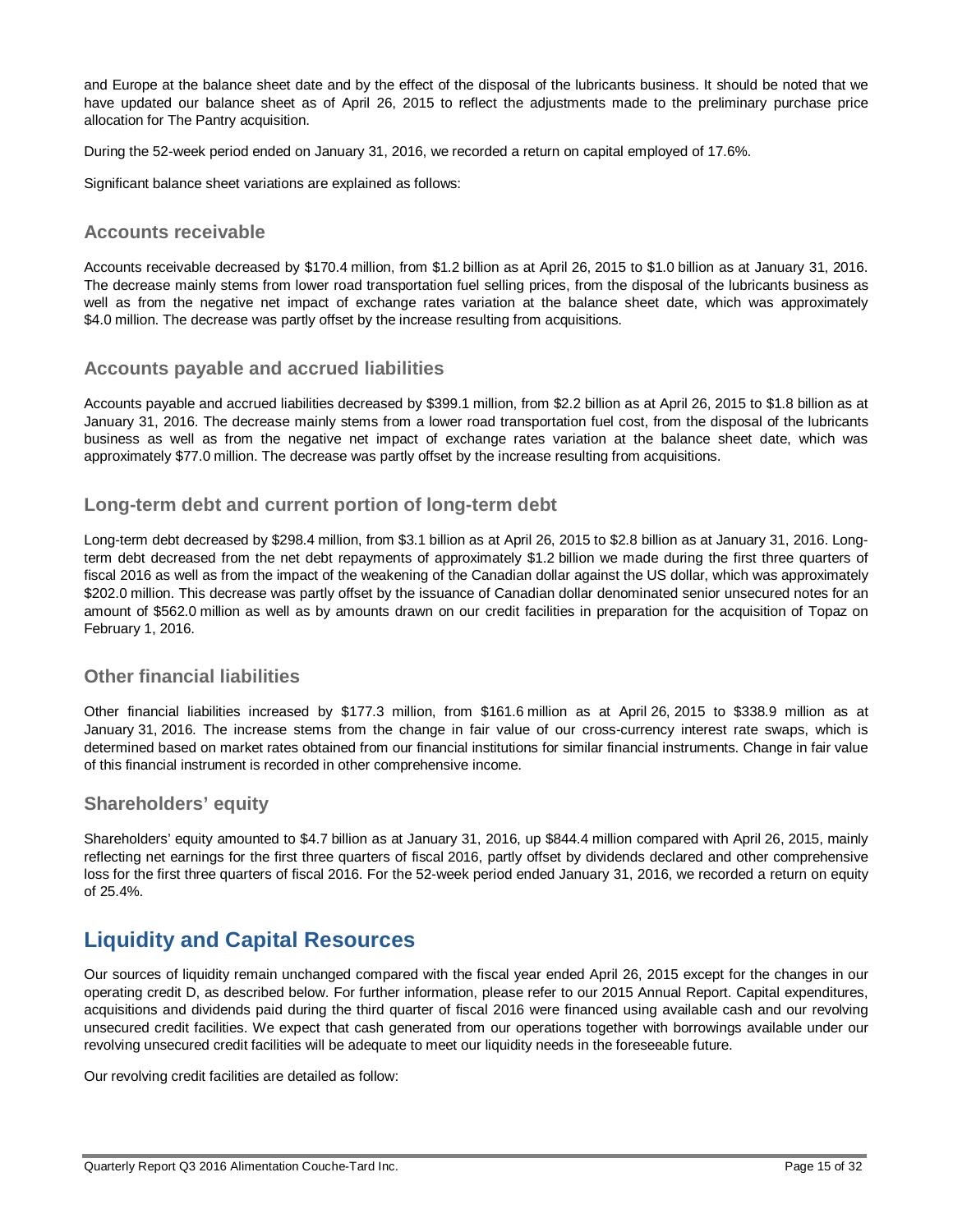and Europe at the balance sheet date and by the effect of the disposal of the lubricants business. It should be noted that we have updated our balance sheet as of April 26, 2015 to reflect the adjustments made to the preliminary purchase price allocation for The Pantry acquisition.

During the 52-week period ended on January 31, 2016, we recorded a return on capital employed of 17.6%.

Significant balance sheet variations are explained as follows:

### Accounts receivable

Accounts receivable decreased by $170.4 million, from $1.2 billion as at April 26, 2015 to $1.0 billion as at January 31, 2016. The decrease mainly stems from lower road transportation fuel selling prices, from the disposal of the lubricants business as well as from the negative net impact of exchange rates variation at the balance sheet date, which was approximately $4.0 million. The decrease was partly offset by the increase resulting from acquisitions.

### Accounts payable and accrued liabilities

Accounts payable and accrued liabilities decreased by $399.1 million, from $2.2 billion as at April 26, 2015 to $1.8 billion as at January 31, 2016. The decrease mainly stems from a lower road transportation fuel cost, from the disposal of the lubricants business as well as from the negative net impact of exchange rates variation at the balance sheet date, which was approximately $77.0 million. The decrease was partly offset by the increase resulting from acquisitions.

### Long-term debt and current portion of long-term debt

Long-term debt decreased by $298.4 million, from $3.1 billion as at April 26, 2015 to $2.8 billion as at January 31, 2016. Long-term debt decreased from the net debt repayments of approximately $1.2 billion we made during the first three quarters of fiscal 2016 as well as from the impact of the weakening of the Canadian dollar against the US dollar, which was approximately $202.0 million. This decrease was partly offset by the issuance of Canadian dollar denominated senior unsecured notes for an amount of $562.0 million as well as by amounts drawn on our credit facilities in preparation for the acquisition of Topaz on February 1, 2016.

### Other financial liabilities

Other financial liabilities increased by $177.3 million, from $161.6 million as at April 26, 2015 to $338.9 million as at January 31, 2016. The increase stems from the change in fair value of our cross-currency interest rate swaps, which is determined based on market rates obtained from our financial institutions for similar financial instruments. Change in fair value of this financial instrument is recorded in other comprehensive income.

### Shareholders' equity

Shareholders' equity amounted to $4.7 billion as at January 31, 2016, up $844.4 million compared with April 26, 2015, mainly reflecting net earnings for the first three quarters of fiscal 2016, partly offset by dividends declared and other comprehensive loss for the first three quarters of fiscal 2016. For the 52-week period ended January 31, 2016, we recorded a return on equity of 25.4%.

## Liquidity and Capital Resources

Our sources of liquidity remain unchanged compared with the fiscal year ended April 26, 2015 except for the changes in our operating credit D, as described below. For further information, please refer to our 2015 Annual Report. Capital expenditures, acquisitions and dividends paid during the third quarter of fiscal 2016 were financed using available cash and our revolving unsecured credit facilities. We expect that cash generated from our operations together with borrowings available under our revolving unsecured credit facilities will be adequate to meet our liquidity needs in the foreseeable future.

Our revolving credit facilities are detailed as follow: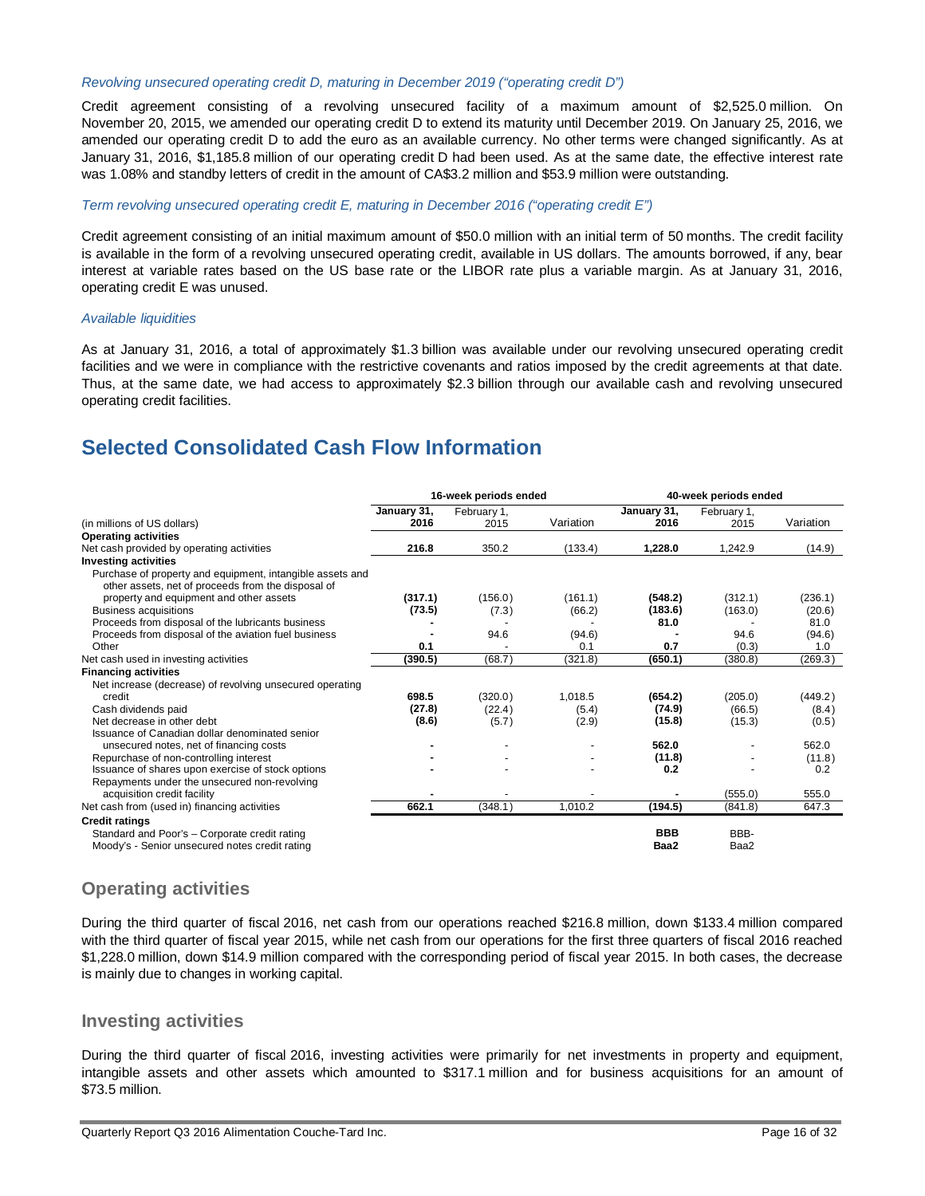*Revolving unsecured operating credit D, maturing in December 2019 ("operating credit D")*

Credit agreement consisting of a revolving unsecured facility of a maximum amount of $2,525.0 million. On November 20, 2015, we amended our operating credit D to extend its maturity until December 2019. On January 25, 2016, we amended our operating credit D to add the euro as an available currency. No other terms were changed significantly. As at January 31, 2016, $1,185.8 million of our operating credit D had been used. As at the same date, the effective interest rate was 1.08% and standby letters of credit in the amount of CA$3.2 million and $53.9 million were outstanding.

*Term revolving unsecured operating credit E, maturing in December 2016 ("operating credit E")*

Credit agreement consisting of an initial maximum amount of $50.0 million with an initial term of 50 months. The credit facility is available in the form of a revolving unsecured operating credit, available in US dollars. The amounts borrowed, if any, bear interest at variable rates based on the US base rate or the LIBOR rate plus a variable margin. As at January 31, 2016, operating credit E was unused.

*Available liquidities*

As at January 31, 2016, a total of approximately $1.3 billion was available under our revolving unsecured operating credit facilities and we were in compliance with the restrictive covenants and ratios imposed by the credit agreements at that date. Thus, at the same date, we had access to approximately $2.3 billion through our available cash and revolving unsecured operating credit facilities.

# Selected Consolidated Cash Flow Information

| | 16-week periods ended | | | 40-week periods ended | | |
|---|---|---|---|---|---|---|
| (in millions of US dollars) | **January 31, 2016** | February 1, 2015 | Variation | **January 31, 2016** | February 1, 2015 | Variation |
| **Operating activities** | | | | | | |
| Net cash provided by operating activities | **216.8** | 350.2 | (133.4) | **1,228.0** | 1,242.9 | (14.9) |
| **Investing activities** | | | | | | |
| Purchase of property and equipment, intangible assets and other assets, net of proceeds from the disposal of property and equipment and other assets | **(317.1)** | (156.0) | (161.1) | **(548.2)** | (312.1) | (236.1) |
| Business acquisitions | **(73.5)** | (7.3) | (66.2) | **(183.6)** | (163.0) | (20.6) |
| Proceeds from disposal of the lubricants business | **-** | - | - | **81.0** | - | 81.0 |
| Proceeds from disposal of the aviation fuel business | **-** | 94.6 | (94.6) | **-** | 94.6 | (94.6) |
| Other | **0.1** | - | 0.1 | **0.7** | (0.3) | 1.0 |
| Net cash used in investing activities | **(390.5)** | (68.7) | (321.8) | **(650.1)** | (380.8) | (269.3) |
| **Financing activities** | | | | | | |
| Net increase (decrease) of revolving unsecured operating credit | **698.5** | (320.0) | 1,018.5 | **(654.2)** | (205.0) | (449.2) |
| Cash dividends paid | **(27.8)** | (22.4) | (5.4) | **(74.9)** | (66.5) | (8.4) |
| Net decrease in other debt | **(8.6)** | (5.7) | (2.9) | **(15.8)** | (15.3) | (0.5) |
| Issuance of Canadian dollar denominated senior unsecured notes, net of financing costs | **-** | - | - | **562.0** | - | 562.0 |
| Repurchase of non-controlling interest | **-** | - | - | **(11.8)** | - | (11.8) |
| Issuance of shares upon exercise of stock options | **-** | - | - | **0.2** | - | 0.2 |
| Repayments under the unsecured non-revolving acquisition credit facility | **-** | - | - | **-** | (555.0) | 555.0 |
| Net cash from (used in) financing activities | **662.1** | (348.1) | 1,010.2 | **(194.5)** | (841.8) | 647.3 |
| **Credit ratings** | | | | | | |
| Standard and Poor's – Corporate credit rating | | | | **BBB** | BBB- | |
| Moody's - Senior unsecured notes credit rating | | | | **Baa2** | Baa2 | |

## Operating activities

During the third quarter of fiscal 2016, net cash from our operations reached $216.8 million, down $133.4 million compared with the third quarter of fiscal year 2015, while net cash from our operations for the first three quarters of fiscal 2016 reached $1,228.0 million, down $14.9 million compared with the corresponding period of fiscal year 2015. In both cases, the decrease is mainly due to changes in working capital.

## Investing activities

During the third quarter of fiscal 2016, investing activities were primarily for net investments in property and equipment, intangible assets and other assets which amounted to $317.1 million and for business acquisitions for an amount of $73.5 million.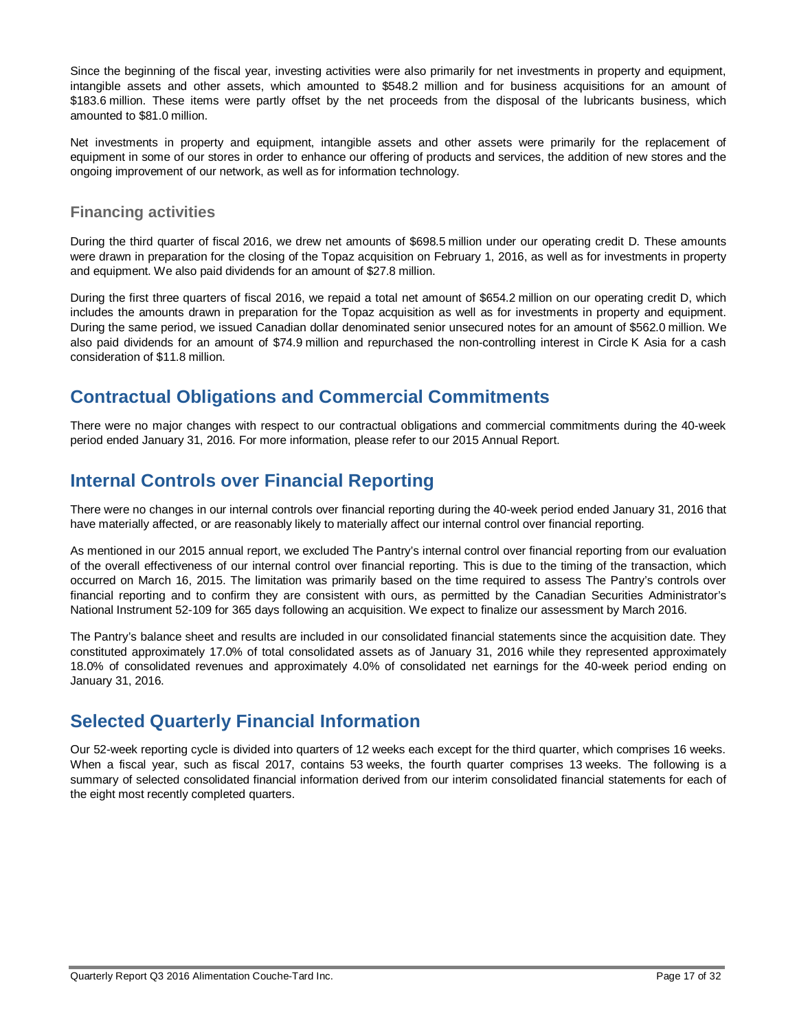Since the beginning of the fiscal year, investing activities were also primarily for net investments in property and equipment, intangible assets and other assets, which amounted to $548.2 million and for business acquisitions for an amount of $183.6 million. These items were partly offset by the net proceeds from the disposal of the lubricants business, which amounted to $81.0 million.

Net investments in property and equipment, intangible assets and other assets were primarily for the replacement of equipment in some of our stores in order to enhance our offering of products and services, the addition of new stores and the ongoing improvement of our network, as well as for information technology.

### Financing activities

During the third quarter of fiscal 2016, we drew net amounts of $698.5 million under our operating credit D. These amounts were drawn in preparation for the closing of the Topaz acquisition on February 1, 2016, as well as for investments in property and equipment. We also paid dividends for an amount of $27.8 million.

During the first three quarters of fiscal 2016, we repaid a total net amount of $654.2 million on our operating credit D, which includes the amounts drawn in preparation for the Topaz acquisition as well as for investments in property and equipment. During the same period, we issued Canadian dollar denominated senior unsecured notes for an amount of $562.0 million. We also paid dividends for an amount of $74.9 million and repurchased the non-controlling interest in Circle K Asia for a cash consideration of $11.8 million.

## Contractual Obligations and Commercial Commitments

There were no major changes with respect to our contractual obligations and commercial commitments during the 40-week period ended January 31, 2016. For more information, please refer to our 2015 Annual Report.

## Internal Controls over Financial Reporting

There were no changes in our internal controls over financial reporting during the 40-week period ended January 31, 2016 that have materially affected, or are reasonably likely to materially affect our internal control over financial reporting.

As mentioned in our 2015 annual report, we excluded The Pantry's internal control over financial reporting from our evaluation of the overall effectiveness of our internal control over financial reporting. This is due to the timing of the transaction, which occurred on March 16, 2015. The limitation was primarily based on the time required to assess The Pantry's controls over financial reporting and to confirm they are consistent with ours, as permitted by the Canadian Securities Administrator's National Instrument 52-109 for 365 days following an acquisition. We expect to finalize our assessment by March 2016.

The Pantry's balance sheet and results are included in our consolidated financial statements since the acquisition date. They constituted approximately 17.0% of total consolidated assets as of January 31, 2016 while they represented approximately 18.0% of consolidated revenues and approximately 4.0% of consolidated net earnings for the 40-week period ending on January 31, 2016.

## Selected Quarterly Financial Information

Our 52-week reporting cycle is divided into quarters of 12 weeks each except for the third quarter, which comprises 16 weeks. When a fiscal year, such as fiscal 2017, contains 53 weeks, the fourth quarter comprises 13 weeks. The following is a summary of selected consolidated financial information derived from our interim consolidated financial statements for each of the eight most recently completed quarters.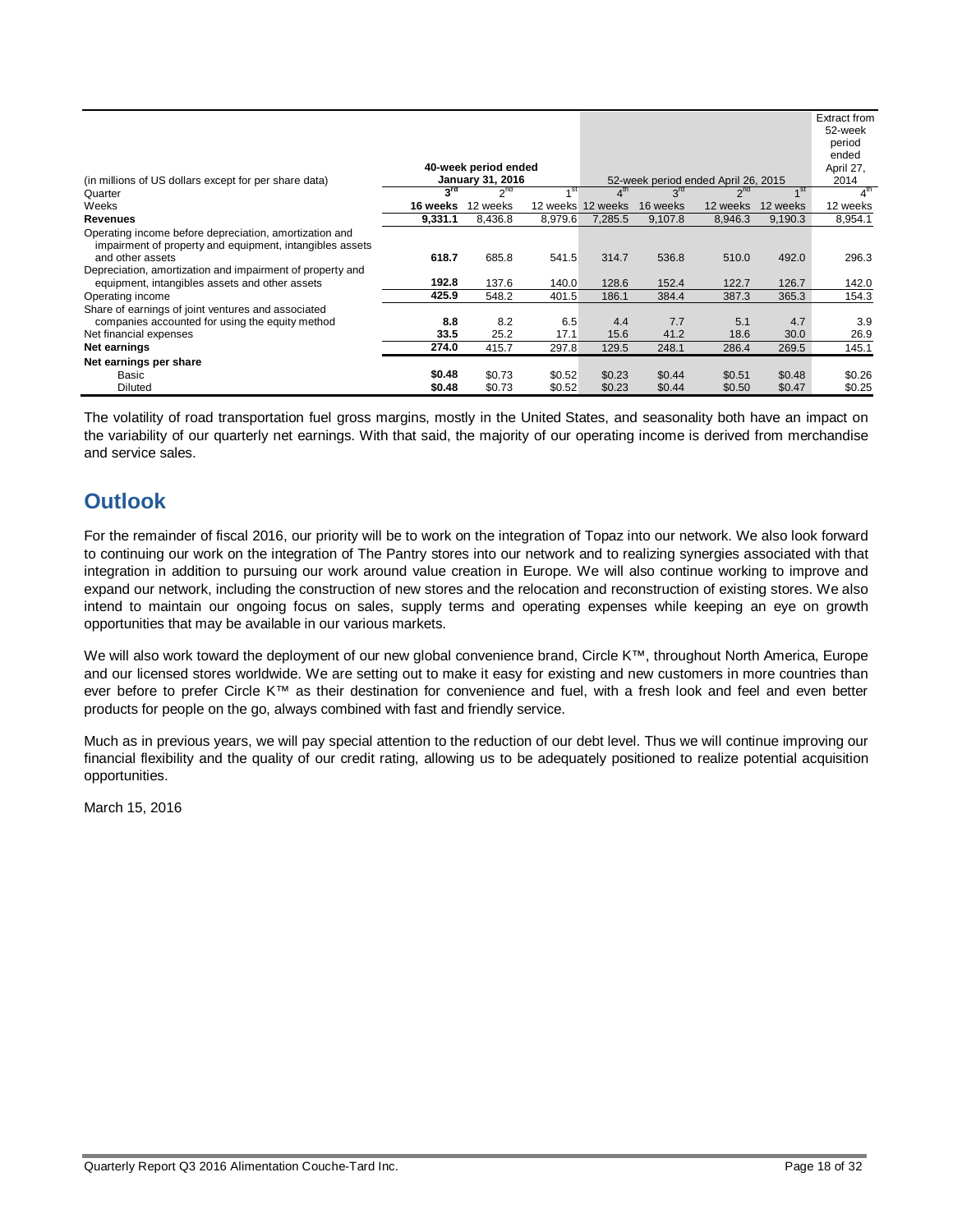| (in millions of US dollars except for per share data) | 40-week period ended January 31, 2016 | | | 52-week period ended April 26, 2015 | | | | Extract from 52-week period ended April 27, 2014 |
|---|---|---|---|---|---|---|---|---|
| Quarter | **3rd** | 2nd | 1st | 4th | 3rd | 2nd | 1st | 4th |
| Weeks | **16 weeks** | 12 weeks | 12 weeks | 12 weeks | 16 weeks | 12 weeks | 12 weeks | 12 weeks |
| **Revenues** | **9,331.1** | 8,436.8 | 8,979.6 | 7,285.5 | 9,107.8 | 8,946.3 | 9,190.3 | 8,954.1 |
| Operating income before depreciation, amortization and impairment of property and equipment, intangibles assets and other assets | **618.7** | 685.8 | 541.5 | 314.7 | 536.8 | 510.0 | 492.0 | 296.3 |
| Depreciation, amortization and impairment of property and equipment, intangibles assets and other assets | **192.8** | 137.6 | 140.0 | 128.6 | 152.4 | 122.7 | 126.7 | 142.0 |
| Operating income | **425.9** | 548.2 | 401.5 | 186.1 | 384.4 | 387.3 | 365.3 | 154.3 |
| Share of earnings of joint ventures and associated companies accounted for using the equity method | **8.8** | 8.2 | 6.5 | 4.4 | 7.7 | 5.1 | 4.7 | 3.9 |
| Net financial expenses | **33.5** | 25.2 | 17.1 | 15.6 | 41.2 | 18.6 | 30.0 | 26.9 |
| **Net earnings** | **274.0** | 415.7 | 297.8 | 129.5 | 248.1 | 286.4 | 269.5 | 145.1 |
| **Net earnings per share** | | | | | | | | |
| Basic | **$0.48** | $0.73 | $0.52 | $0.23 | $0.44 | $0.51 | $0.48 | $0.26 |
| Diluted | **$0.48** | $0.73 | $0.52 | $0.23 | $0.44 | $0.50 | $0.47 | $0.25 |

The volatility of road transportation fuel gross margins, mostly in the United States, and seasonality both have an impact on the variability of our quarterly net earnings. With that said, the majority of our operating income is derived from merchandise and service sales.

## Outlook

For the remainder of fiscal 2016, our priority will be to work on the integration of Topaz into our network. We also look forward to continuing our work on the integration of The Pantry stores into our network and to realizing synergies associated with that integration in addition to pursuing our work around value creation in Europe. We will also continue working to improve and expand our network, including the construction of new stores and the relocation and reconstruction of existing stores. We also intend to maintain our ongoing focus on sales, supply terms and operating expenses while keeping an eye on growth opportunities that may be available in our various markets.

We will also work toward the deployment of our new global convenience brand, Circle K™, throughout North America, Europe and our licensed stores worldwide. We are setting out to make it easy for existing and new customers in more countries than ever before to prefer Circle K™ as their destination for convenience and fuel, with a fresh look and feel and even better products for people on the go, always combined with fast and friendly service.

Much as in previous years, we will pay special attention to the reduction of our debt level. Thus we will continue improving our financial flexibility and the quality of our credit rating, allowing us to be adequately positioned to realize potential acquisition opportunities.

March 15, 2016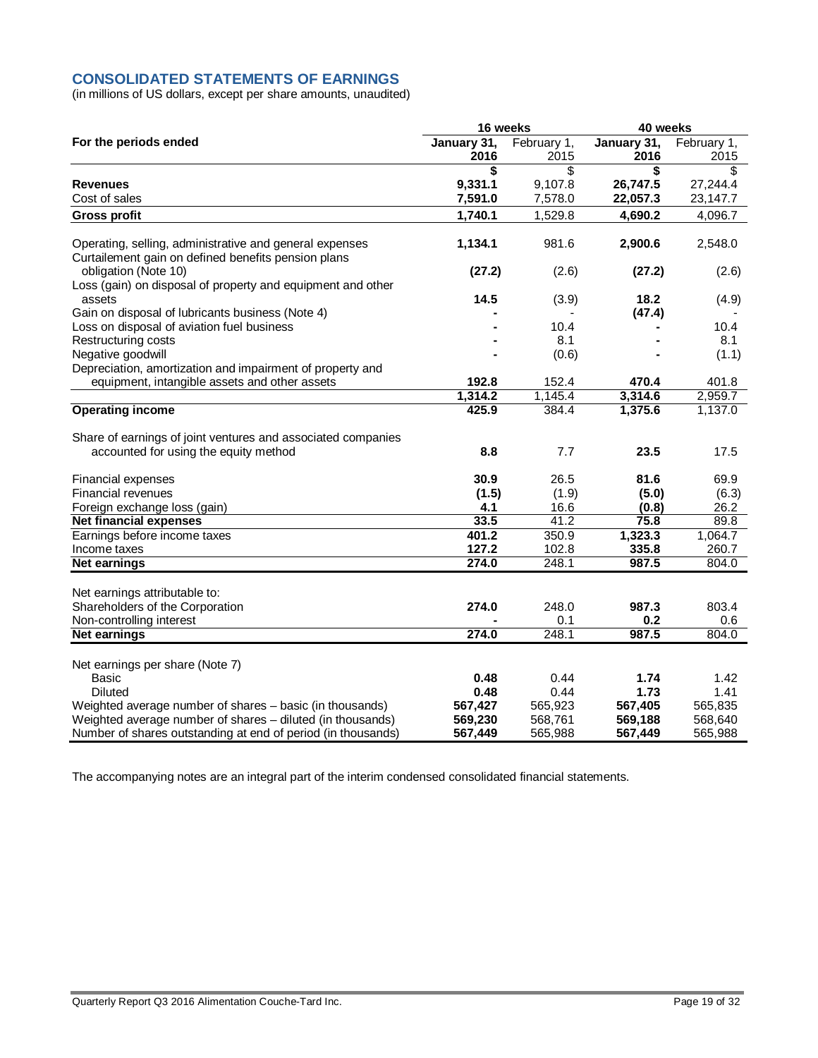## CONSOLIDATED STATEMENTS OF EARNINGS

(in millions of US dollars, except per share amounts, unaudited)

| | 16 weeks | | 40 weeks | |
|---|---|---|---|---|
| **For the periods ended** | **January 31, 2016** | February 1, 2015 | **January 31, 2016** | February 1, 2015 |
| | **$** | $ | **$** | $ |
| **Revenues** | **9,331.1** | 9,107.8 | **26,747.5** | 27,244.4 |
| Cost of sales | **7,591.0** | 7,578.0 | **22,057.3** | 23,147.7 |
| **Gross profit** | **1,740.1** | 1,529.8 | **4,690.2** | 4,096.7 |
| Operating, selling, administrative and general expenses | **1,134.1** | 981.6 | **2,900.6** | 2,548.0 |
| Curtailement gain on defined benefits pension plans obligation (Note 10) | **(27.2)** | (2.6) | **(27.2)** | (2.6) |
| Loss (gain) on disposal of property and equipment and other assets | **14.5** | (3.9) | **18.2** | (4.9) |
| Gain on disposal of lubricants business (Note 4) | **-** | - | **(47.4)** | - |
| Loss on disposal of aviation fuel business | **-** | 10.4 | **-** | 10.4 |
| Restructuring costs | **-** | 8.1 | **-** | 8.1 |
| Negative goodwill | **-** | (0.6) | **-** | (1.1) |
| Depreciation, amortization and impairment of property and equipment, intangible assets and other assets | **192.8** | 152.4 | **470.4** | 401.8 |
| | **1,314.2** | 1,145.4 | **3,314.6** | 2,959.7 |
| **Operating income** | **425.9** | 384.4 | **1,375.6** | 1,137.0 |
| Share of earnings of joint ventures and associated companies accounted for using the equity method | **8.8** | 7.7 | **23.5** | 17.5 |
| Financial expenses | **30.9** | 26.5 | **81.6** | 69.9 |
| Financial revenues | **(1.5)** | (1.9) | **(5.0)** | (6.3) |
| Foreign exchange loss (gain) | **4.1** | 16.6 | **(0.8)** | 26.2 |
| **Net financial expenses** | **33.5** | 41.2 | **75.8** | 89.8 |
| Earnings before income taxes | **401.2** | 350.9 | **1,323.3** | 1,064.7 |
| Income taxes | **127.2** | 102.8 | **335.8** | 260.7 |
| **Net earnings** | **274.0** | 248.1 | **987.5** | 804.0 |
| Net earnings attributable to: | | | | |
| Shareholders of the Corporation | **274.0** | 248.0 | **987.3** | 803.4 |
| Non-controlling interest | **-** | 0.1 | **0.2** | 0.6 |
| **Net earnings** | **274.0** | 248.1 | **987.5** | 804.0 |
| Net earnings per share (Note 7) | | | | |
| Basic | **0.48** | 0.44 | **1.74** | 1.42 |
| Diluted | **0.48** | 0.44 | **1.73** | 1.41 |
| Weighted average number of shares – basic (in thousands) | **567,427** | 565,923 | **567,405** | 565,835 |
| Weighted average number of shares – diluted (in thousands) | **569,230** | 568,761 | **569,188** | 568,640 |
| Number of shares outstanding at end of period (in thousands) | **567,449** | 565,988 | **567,449** | 565,988 |

The accompanying notes are an integral part of the interim condensed consolidated financial statements.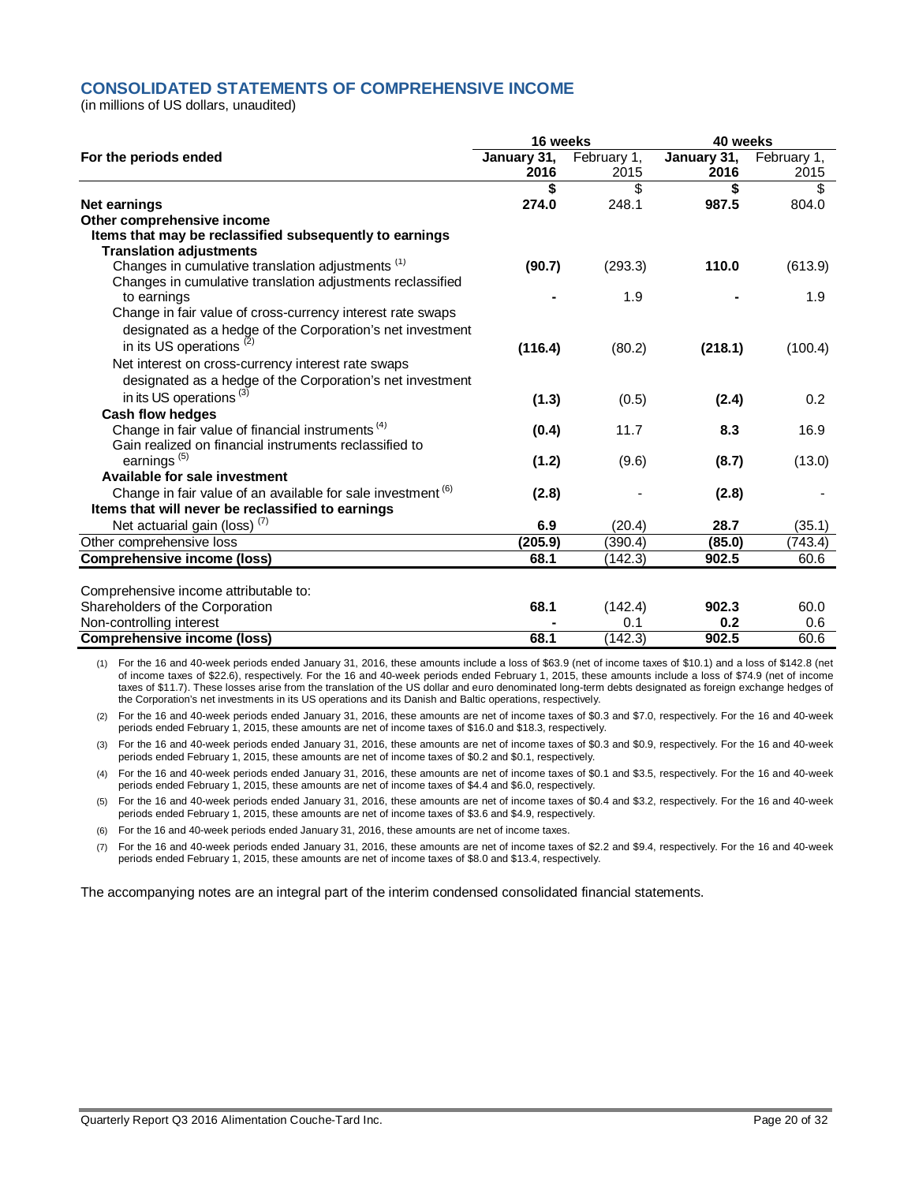## CONSOLIDATED STATEMENTS OF COMPREHENSIVE INCOME

(in millions of US dollars, unaudited)

| | 16 weeks | | 40 weeks | |
|---|---|---|---|---|
| For the periods ended | January 31, 2016 | February 1, 2015 | January 31, 2016 | February 1, 2015 |
| | $ | $ | $ | $ |
| **Net earnings** | **274.0** | 248.1 | **987.5** | 804.0 |
| **Other comprehensive income** | | | | |
| **Items that may be reclassified subsequently to earnings** | | | | |
| **Translation adjustments** | | | | |
| Changes in cumulative translation adjustments (1) | **(90.7)** | (293.3) | **110.0** | (613.9) |
| Changes in cumulative translation adjustments reclassified to earnings | **-** | 1.9 | **-** | 1.9 |
| Change in fair value of cross-currency interest rate swaps designated as a hedge of the Corporation's net investment in its US operations (2) | **(116.4)** | (80.2) | **(218.1)** | (100.4) |
| Net interest on cross-currency interest rate swaps designated as a hedge of the Corporation's net investment in its US operations (3) | **(1.3)** | (0.5) | **(2.4)** | 0.2 |
| **Cash flow hedges** | | | | |
| Change in fair value of financial instruments (4) | **(0.4)** | 11.7 | **8.3** | 16.9 |
| Gain realized on financial instruments reclassified to earnings (5) | **(1.2)** | (9.6) | **(8.7)** | (13.0) |
| **Available for sale investment** | | | | |
| Change in fair value of an available for sale investment (6) | **(2.8)** | - | **(2.8)** | - |
| **Items that will never be reclassified to earnings** | | | | |
| Net actuarial gain (loss) (7) | **6.9** | (20.4) | **28.7** | (35.1) |
| Other comprehensive loss | **(205.9)** | (390.4) | **(85.0)** | (743.4) |
| **Comprehensive income (loss)** | **68.1** | (142.3) | **902.5** | 60.6 |
| | | | | |
| Comprehensive income attributable to: | | | | |
| Shareholders of the Corporation | **68.1** | (142.4) | **902.3** | 60.0 |
| Non-controlling interest | **-** | 0.1 | **0.2** | 0.6 |
| **Comprehensive income (loss)** | **68.1** | (142.3) | **902.5** | 60.6 |

(1) For the 16 and 40-week periods ended January 31, 2016, these amounts include a loss of $63.9 (net of income taxes of $10.1) and a loss of $142.8 (net of income taxes of $22.6), respectively. For the 16 and 40-week periods ended February 1, 2015, these amounts include a loss of $74.9 (net of income taxes of $11.7). These losses arise from the translation of the US dollar and euro denominated long-term debts designated as foreign exchange hedges of the Corporation's net investments in its US operations and its Danish and Baltic operations, respectively.

(2) For the 16 and 40-week periods ended January 31, 2016, these amounts are net of income taxes of $0.3 and $7.0, respectively. For the 16 and 40-week periods ended February 1, 2015, these amounts are net of income taxes of $16.0 and $18.3, respectively.

(3) For the 16 and 40-week periods ended January 31, 2016, these amounts are net of income taxes of $0.3 and $0.9, respectively. For the 16 and 40-week periods ended February 1, 2015, these amounts are net of income taxes of $0.2 and $0.1, respectively.

(4) For the 16 and 40-week periods ended January 31, 2016, these amounts are net of income taxes of $0.1 and $3.5, respectively. For the 16 and 40-week periods ended February 1, 2015, these amounts are net of income taxes of $4.4 and $6.0, respectively.

(5) For the 16 and 40-week periods ended January 31, 2016, these amounts are net of income taxes of $0.4 and $3.2, respectively. For the 16 and 40-week periods ended February 1, 2015, these amounts are net of income taxes of $3.6 and $4.9, respectively.

(6) For the 16 and 40-week periods ended January 31, 2016, these amounts are net of income taxes.

(7) For the 16 and 40-week periods ended January 31, 2016, these amounts are net of income taxes of $2.2 and $9.4, respectively. For the 16 and 40-week periods ended February 1, 2015, these amounts are net of income taxes of $8.0 and $13.4, respectively.

The accompanying notes are an integral part of the interim condensed consolidated financial statements.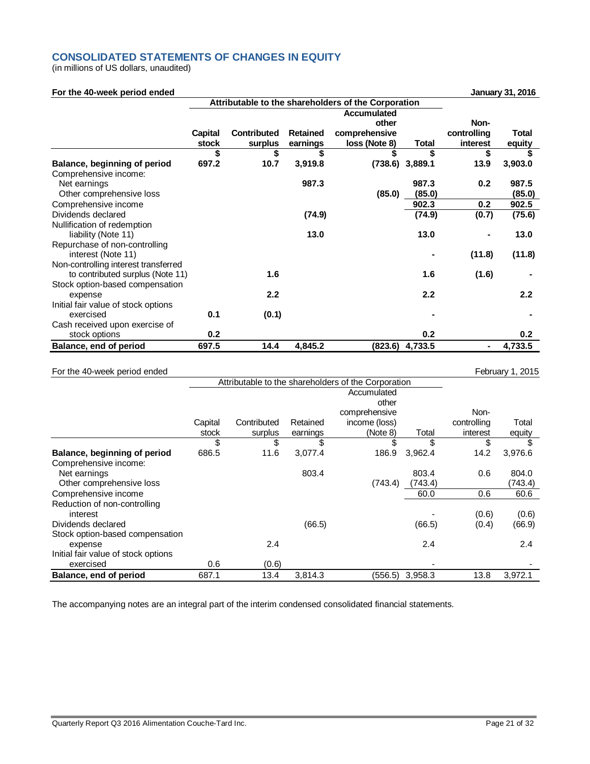## CONSOLIDATED STATEMENTS OF CHANGES IN EQUITY

(in millions of US dollars, unaudited)

**For the 40-week period ended January 31, 2016**

| | Attributable to the shareholders of the Corporation | | | | | | |
|---|---|---|---|---|---|---|---|
| | **Capital stock** | **Contributed surplus** | **Retained earnings** | **Accumulated other comprehensive loss (Note 8)** | **Total** | **Non-controlling interest** | **Total equity** |
| | **$** | **$** | **$** | **$** | **$** | **$** | **$** |
| **Balance, beginning of period** | **697.2** | **10.7** | **3,919.8** | **(738.6)** | **3,889.1** | **13.9** | **3,903.0** |
| Comprehensive income: | | | | | | | |
| Net earnings | | | **987.3** | | **987.3** | **0.2** | **987.5** |
| Other comprehensive loss | | | | **(85.0)** | **(85.0)** | | **(85.0)** |
| Comprehensive income | | | | | **902.3** | **0.2** | **902.5** |
| Dividends declared | | | **(74.9)** | | **(74.9)** | **(0.7)** | **(75.6)** |
| Nullification of redemption liability (Note 11) | | | **13.0** | | **13.0** | **-** | **13.0** |
| Repurchase of non-controlling interest (Note 11) | | | | | **-** | **(11.8)** | **(11.8)** |
| Non-controlling interest transferred to contributed surplus (Note 11) | | **1.6** | | | **1.6** | **(1.6)** | **-** |
| Stock option-based compensation expense | | **2.2** | | | **2.2** | | **2.2** |
| Initial fair value of stock options exercised | **0.1** | **(0.1)** | | | **-** | | **-** |
| Cash received upon exercise of stock options | **0.2** | | | | **0.2** | | **0.2** |
| **Balance, end of period** | **697.5** | **14.4** | **4,845.2** | **(823.6)** | **4,733.5** | **-** | **4,733.5** |

For the 40-week period ended February 1, 2015

| | Attributable to the shareholders of the Corporation | | | | | | |
|---|---|---|---|---|---|---|---|
| | Capital stock | Contributed surplus | Retained earnings | Accumulated other comprehensive income (loss) (Note 8) | Total | Non-controlling interest | Total equity |
| | $ | $ | $ | $ | $ | $ | $ |
| **Balance, beginning of period** | 686.5 | 11.6 | 3,077.4 | 186.9 | 3,962.4 | 14.2 | 3,976.6 |
| Comprehensive income: | | | | | | | |
| Net earnings | | | 803.4 | | 803.4 | 0.6 | 804.0 |
| Other comprehensive loss | | | | (743.4) | (743.4) | | (743.4) |
| Comprehensive income | | | | | 60.0 | 0.6 | 60.6 |
| Reduction of non-controlling interest | | | | | - | (0.6) | (0.6) |
| Dividends declared | | | (66.5) | | (66.5) | (0.4) | (66.9) |
| Stock option-based compensation expense | | 2.4 | | | 2.4 | | 2.4 |
| Initial fair value of stock options exercised | 0.6 | (0.6) | | | - | | - |
| **Balance, end of period** | 687.1 | 13.4 | 3,814.3 | (556.5) | 3,958.3 | 13.8 | 3,972.1 |

The accompanying notes are an integral part of the interim condensed consolidated financial statements.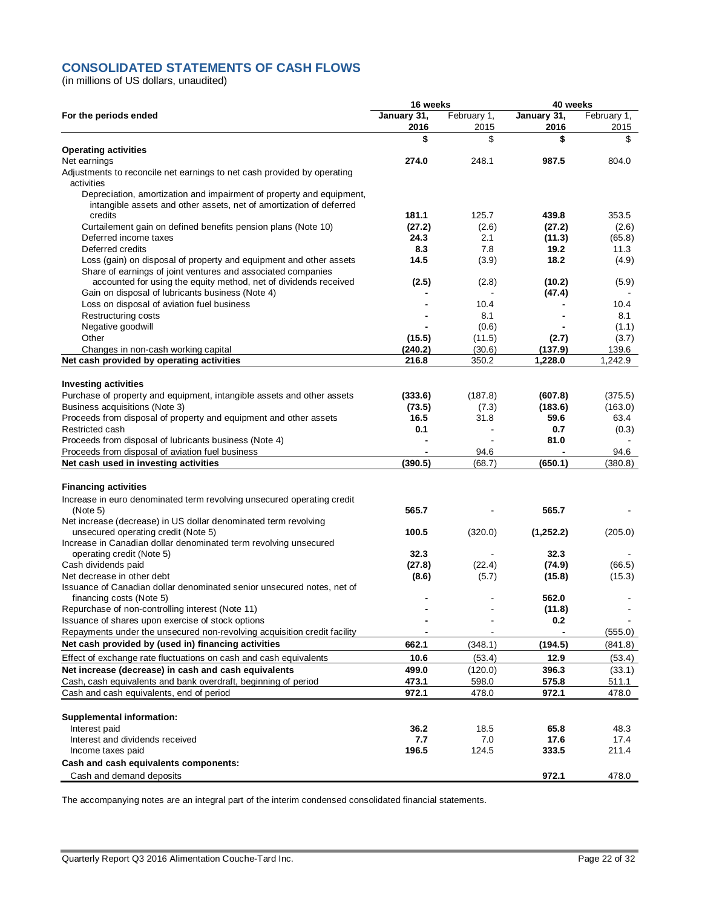## CONSOLIDATED STATEMENTS OF CASH FLOWS

(in millions of US dollars, unaudited)

| For the periods ended | 16 weeks January 31, 2016 | 16 weeks February 1, 2015 | 40 weeks January 31, 2016 | 40 weeks February 1, 2015 |
|---|---|---|---|---|
| | **$** | $ | **$** | $ |
| **Operating activities** | | | | |
| Net earnings | **274.0** | 248.1 | **987.5** | 804.0 |
| Adjustments to reconcile net earnings to net cash provided by operating activities | | | | |
| Depreciation, amortization and impairment of property and equipment, intangible assets and other assets, net of amortization of deferred credits | **181.1** | 125.7 | **439.8** | 353.5 |
| Curtailement gain on defined benefits pension plans (Note 10) | **(27.2)** | (2.6) | **(27.2)** | (2.6) |
| Deferred income taxes | **24.3** | 2.1 | **(11.3)** | (65.8) |
| Deferred credits | **8.3** | 7.8 | **19.2** | 11.3 |
| Loss (gain) on disposal of property and equipment and other assets | **14.5** | (3.9) | **18.2** | (4.9) |
| Share of earnings of joint ventures and associated companies accounted for using the equity method, net of dividends received | **(2.5)** | (2.8) | **(10.2)** | (5.9) |
| Gain on disposal of lubricants business (Note 4) | **-** | - | **(47.4)** | - |
| Loss on disposal of aviation fuel business | **-** | 10.4 | **-** | 10.4 |
| Restructuring costs | **-** | 8.1 | **-** | 8.1 |
| Negative goodwill | **-** | (0.6) | **-** | (1.1) |
| Other | **(15.5)** | (11.5) | **(2.7)** | (3.7) |
| Changes in non-cash working capital | **(240.2)** | (30.6) | **(137.9)** | 139.6 |
| **Net cash provided by operating activities** | **216.8** | 350.2 | **1,228.0** | 1,242.9 |
| **Investing activities** | | | | |
| Purchase of property and equipment, intangible assets and other assets | **(333.6)** | (187.8) | **(607.8)** | (375.5) |
| Business acquisitions (Note 3) | **(73.5)** | (7.3) | **(183.6)** | (163.0) |
| Proceeds from disposal of property and equipment and other assets | **16.5** | 31.8 | **59.6** | 63.4 |
| Restricted cash | **0.1** | - | **0.7** | (0.3) |
| Proceeds from disposal of lubricants business (Note 4) | **-** | - | **81.0** | - |
| Proceeds from disposal of aviation fuel business | **-** | 94.6 | **-** | 94.6 |
| **Net cash used in investing activities** | **(390.5)** | (68.7) | **(650.1)** | (380.8) |
| **Financing activities** | | | | |
| Increase in euro denominated term revolving unsecured operating credit (Note 5) | **565.7** | - | **565.7** | - |
| Net increase (decrease) in US dollar denominated term revolving unsecured operating credit (Note 5) | **100.5** | (320.0) | **(1,252.2)** | (205.0) |
| Increase in Canadian dollar denominated term revolving unsecured operating credit (Note 5) | **32.3** | - | **32.3** | - |
| Cash dividends paid | **(27.8)** | (22.4) | **(74.9)** | (66.5) |
| Net decrease in other debt | **(8.6)** | (5.7) | **(15.8)** | (15.3) |
| Issuance of Canadian dollar denominated senior unsecured notes, net of financing costs (Note 5) | **-** | - | **562.0** | - |
| Repurchase of non-controlling interest (Note 11) | **-** | - | **(11.8)** | - |
| Issuance of shares upon exercise of stock options | **-** | - | **0.2** | - |
| Repayments under the unsecured non-revolving acquisition credit facility | **-** | - | **-** | (555.0) |
| **Net cash provided by (used in) financing activities** | **662.1** | (348.1) | **(194.5)** | (841.8) |
| Effect of exchange rate fluctuations on cash and cash equivalents | **10.6** | (53.4) | **12.9** | (53.4) |
| **Net increase (decrease) in cash and cash equivalents** | **499.0** | (120.0) | **396.3** | (33.1) |
| Cash, cash equivalents and bank overdraft, beginning of period | **473.1** | 598.0 | **575.8** | 511.1 |
| Cash and cash equivalents, end of period | **972.1** | 478.0 | **972.1** | 478.0 |
| **Supplemental information:** | | | | |
| Interest paid | **36.2** | 18.5 | **65.8** | 48.3 |
| Interest and dividends received | **7.7** | 7.0 | **17.6** | 17.4 |
| Income taxes paid | **196.5** | 124.5 | **333.5** | 211.4 |
| **Cash and cash equivalents components:** | | | | |
| Cash and demand deposits | | | **972.1** | 478.0 |

The accompanying notes are an integral part of the interim condensed consolidated financial statements.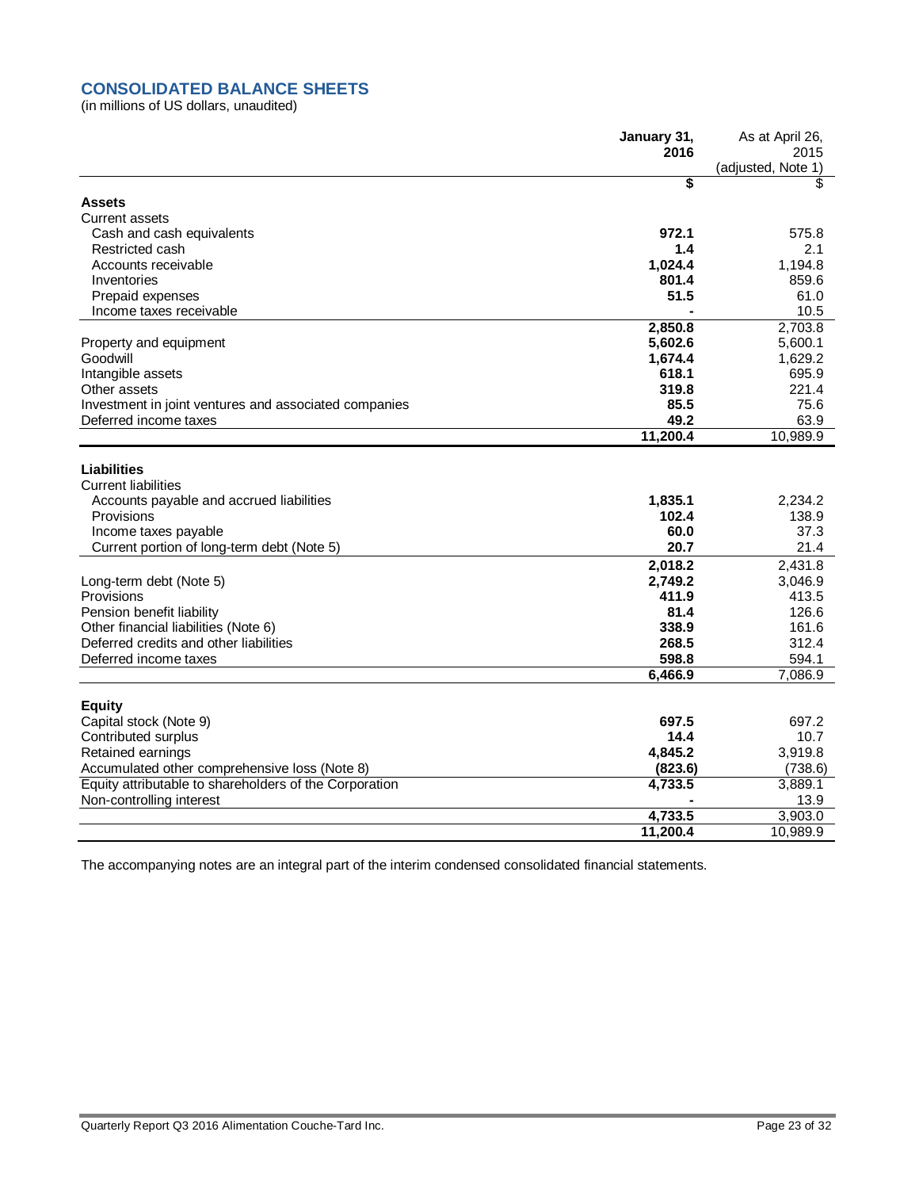## CONSOLIDATED BALANCE SHEETS

(in millions of US dollars, unaudited)

| | January 31, 2016 | As at April 26, 2015 (adjusted, Note 1) |
|---|---|---|
| | **$** | $ |
| **Assets** | | |
| Current assets | | |
| Cash and cash equivalents | **972.1** | 575.8 |
| Restricted cash | **1.4** | 2.1 |
| Accounts receivable | **1,024.4** | 1,194.8 |
| Inventories | **801.4** | 859.6 |
| Prepaid expenses | **51.5** | 61.0 |
| Income taxes receivable | **-** | 10.5 |
| | **2,850.8** | 2,703.8 |
| Property and equipment | **5,602.6** | 5,600.1 |
| Goodwill | **1,674.4** | 1,629.2 |
| Intangible assets | **618.1** | 695.9 |
| Other assets | **319.8** | 221.4 |
| Investment in joint ventures and associated companies | **85.5** | 75.6 |
| Deferred income taxes | **49.2** | 63.9 |
| | **11,200.4** | 10,989.9 |
| **Liabilities** | | |
| Current liabilities | | |
| Accounts payable and accrued liabilities | **1,835.1** | 2,234.2 |
| Provisions | **102.4** | 138.9 |
| Income taxes payable | **60.0** | 37.3 |
| Current portion of long-term debt (Note 5) | **20.7** | 21.4 |
| | **2,018.2** | 2,431.8 |
| Long-term debt (Note 5) | **2,749.2** | 3,046.9 |
| Provisions | **411.9** | 413.5 |
| Pension benefit liability | **81.4** | 126.6 |
| Other financial liabilities (Note 6) | **338.9** | 161.6 |
| Deferred credits and other liabilities | **268.5** | 312.4 |
| Deferred income taxes | **598.8** | 594.1 |
| | **6,466.9** | 7,086.9 |
| **Equity** | | |
| Capital stock (Note 9) | **697.5** | 697.2 |
| Contributed surplus | **14.4** | 10.7 |
| Retained earnings | **4,845.2** | 3,919.8 |
| Accumulated other comprehensive loss (Note 8) | **(823.6)** | (738.6) |
| Equity attributable to shareholders of the Corporation | **4,733.5** | 3,889.1 |
| Non-controlling interest | **-** | 13.9 |
| | **4,733.5** | 3,903.0 |
| | **11,200.4** | 10,989.9 |

The accompanying notes are an integral part of the interim condensed consolidated financial statements.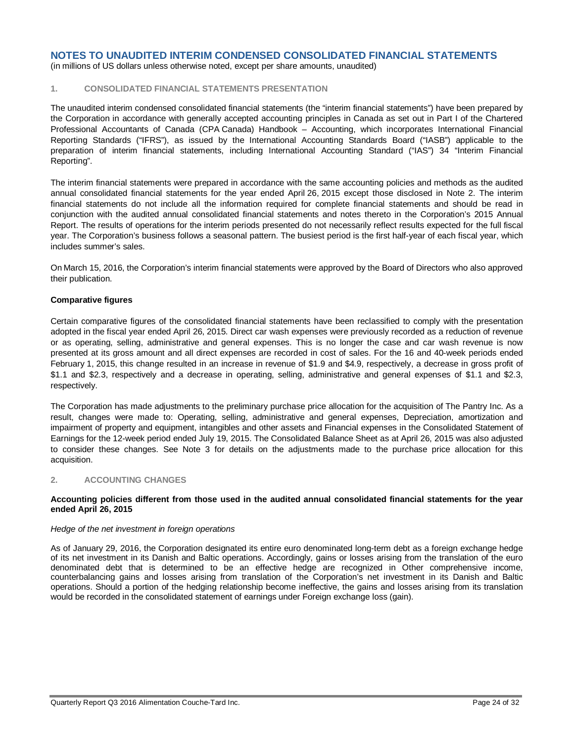## NOTES TO UNAUDITED INTERIM CONDENSED CONSOLIDATED FINANCIAL STATEMENTS

(in millions of US dollars unless otherwise noted, except per share amounts, unaudited)

### 1. CONSOLIDATED FINANCIAL STATEMENTS PRESENTATION

The unaudited interim condensed consolidated financial statements (the "interim financial statements") have been prepared by the Corporation in accordance with generally accepted accounting principles in Canada as set out in Part I of the Chartered Professional Accountants of Canada (CPA Canada) Handbook – Accounting, which incorporates International Financial Reporting Standards ("IFRS"), as issued by the International Accounting Standards Board ("IASB") applicable to the preparation of interim financial statements, including International Accounting Standard ("IAS") 34 "Interim Financial Reporting".

The interim financial statements were prepared in accordance with the same accounting policies and methods as the audited annual consolidated financial statements for the year ended April 26, 2015 except those disclosed in Note 2. The interim financial statements do not include all the information required for complete financial statements and should be read in conjunction with the audited annual consolidated financial statements and notes thereto in the Corporation's 2015 Annual Report. The results of operations for the interim periods presented do not necessarily reflect results expected for the full fiscal year. The Corporation's business follows a seasonal pattern. The busiest period is the first half-year of each fiscal year, which includes summer's sales.

On March 15, 2016, the Corporation's interim financial statements were approved by the Board of Directors who also approved their publication.

**Comparative figures**

Certain comparative figures of the consolidated financial statements have been reclassified to comply with the presentation adopted in the fiscal year ended April 26, 2015. Direct car wash expenses were previously recorded as a reduction of revenue or as operating, selling, administrative and general expenses. This is no longer the case and car wash revenue is now presented at its gross amount and all direct expenses are recorded in cost of sales. For the 16 and 40-week periods ended February 1, 2015, this change resulted in an increase in revenue of $1.9 and $4.9, respectively, a decrease in gross profit of $1.1 and $2.3, respectively and a decrease in operating, selling, administrative and general expenses of $1.1 and $2.3, respectively.

The Corporation has made adjustments to the preliminary purchase price allocation for the acquisition of The Pantry Inc. As a result, changes were made to: Operating, selling, administrative and general expenses, Depreciation, amortization and impairment of property and equipment, intangibles and other assets and Financial expenses in the Consolidated Statement of Earnings for the 12-week period ended July 19, 2015. The Consolidated Balance Sheet as at April 26, 2015 was also adjusted to consider these changes. See Note 3 for details on the adjustments made to the purchase price allocation for this acquisition.

### 2. ACCOUNTING CHANGES

**Accounting policies different from those used in the audited annual consolidated financial statements for the year ended April 26, 2015**

*Hedge of the net investment in foreign operations*

As of January 29, 2016, the Corporation designated its entire euro denominated long-term debt as a foreign exchange hedge of its net investment in its Danish and Baltic operations. Accordingly, gains or losses arising from the translation of the euro denominated debt that is determined to be an effective hedge are recognized in Other comprehensive income, counterbalancing gains and losses arising from translation of the Corporation's net investment in its Danish and Baltic operations. Should a portion of the hedging relationship become ineffective, the gains and losses arising from its translation would be recorded in the consolidated statement of earnings under Foreign exchange loss (gain).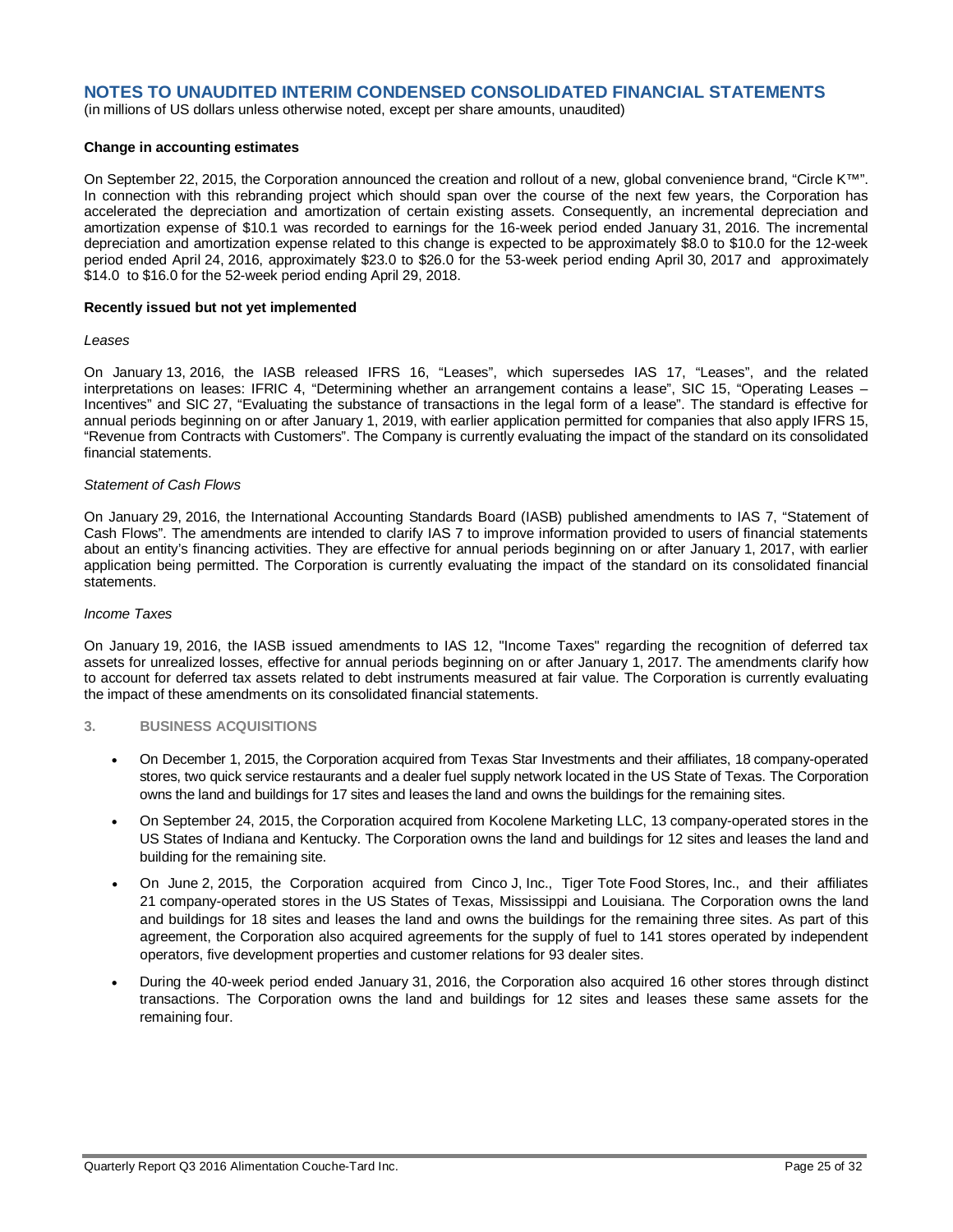# NOTES TO UNAUDITED INTERIM CONDENSED CONSOLIDATED FINANCIAL STATEMENTS

(in millions of US dollars unless otherwise noted, except per share amounts, unaudited)

**Change in accounting estimates**

On September 22, 2015, the Corporation announced the creation and rollout of a new, global convenience brand, "Circle K™". In connection with this rebranding project which should span over the course of the next few years, the Corporation has accelerated the depreciation and amortization of certain existing assets. Consequently, an incremental depreciation and amortization expense of $10.1 was recorded to earnings for the 16-week period ended January 31, 2016. The incremental depreciation and amortization expense related to this change is expected to be approximately $8.0 to $10.0 for the 12-week period ended April 24, 2016, approximately $23.0 to $26.0 for the 53-week period ending April 30, 2017 and approximately $14.0 to $16.0 for the 52-week period ending April 29, 2018.

**Recently issued but not yet implemented**

*Leases*

On January 13, 2016, the IASB released IFRS 16, "Leases", which supersedes IAS 17, "Leases", and the related interpretations on leases: IFRIC 4, "Determining whether an arrangement contains a lease", SIC 15, "Operating Leases – Incentives" and SIC 27, "Evaluating the substance of transactions in the legal form of a lease". The standard is effective for annual periods beginning on or after January 1, 2019, with earlier application permitted for companies that also apply IFRS 15, "Revenue from Contracts with Customers". The Company is currently evaluating the impact of the standard on its consolidated financial statements.

*Statement of Cash Flows*

On January 29, 2016, the International Accounting Standards Board (IASB) published amendments to IAS 7, "Statement of Cash Flows". The amendments are intended to clarify IAS 7 to improve information provided to users of financial statements about an entity's financing activities. They are effective for annual periods beginning on or after January 1, 2017, with earlier application being permitted. The Corporation is currently evaluating the impact of the standard on its consolidated financial statements.

*Income Taxes*

On January 19, 2016, the IASB issued amendments to IAS 12, "Income Taxes" regarding the recognition of deferred tax assets for unrealized losses, effective for annual periods beginning on or after January 1, 2017. The amendments clarify how to account for deferred tax assets related to debt instruments measured at fair value. The Corporation is currently evaluating the impact of these amendments on its consolidated financial statements.

## 3. BUSINESS ACQUISITIONS

- On December 1, 2015, the Corporation acquired from Texas Star Investments and their affiliates, 18 company-operated stores, two quick service restaurants and a dealer fuel supply network located in the US State of Texas. The Corporation owns the land and buildings for 17 sites and leases the land and owns the buildings for the remaining sites.
- On September 24, 2015, the Corporation acquired from Kocolene Marketing LLC, 13 company-operated stores in the US States of Indiana and Kentucky. The Corporation owns the land and buildings for 12 sites and leases the land and building for the remaining site.
- On June 2, 2015, the Corporation acquired from Cinco J, Inc., Tiger Tote Food Stores, Inc., and their affiliates 21 company-operated stores in the US States of Texas, Mississippi and Louisiana. The Corporation owns the land and buildings for 18 sites and leases the land and owns the buildings for the remaining three sites. As part of this agreement, the Corporation also acquired agreements for the supply of fuel to 141 stores operated by independent operators, five development properties and customer relations for 93 dealer sites.
- During the 40-week period ended January 31, 2016, the Corporation also acquired 16 other stores through distinct transactions. The Corporation owns the land and buildings for 12 sites and leases these same assets for the remaining four.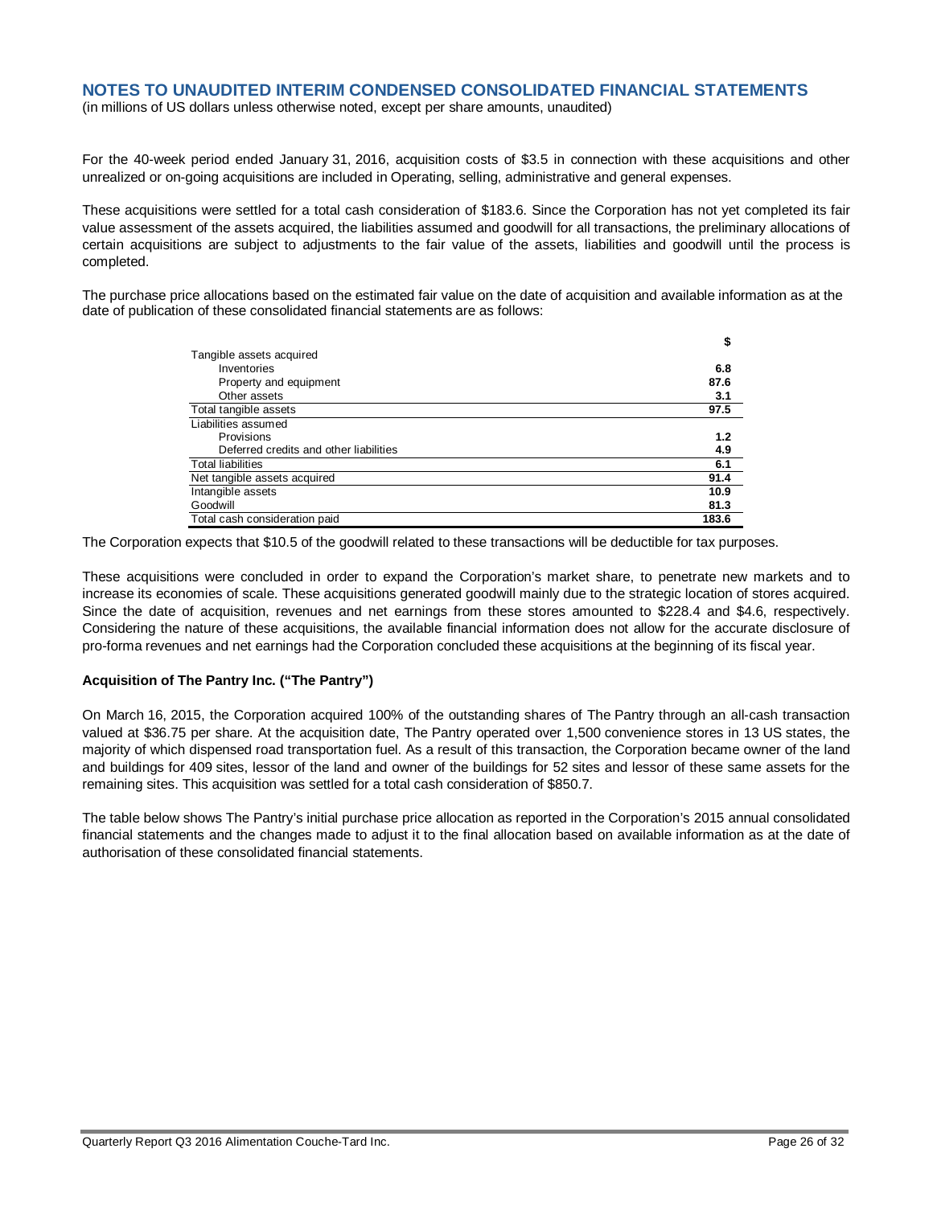## NOTES TO UNAUDITED INTERIM CONDENSED CONSOLIDATED FINANCIAL STATEMENTS

(in millions of US dollars unless otherwise noted, except per share amounts, unaudited)

For the 40-week period ended January 31, 2016, acquisition costs of $3.5 in connection with these acquisitions and other unrealized or on-going acquisitions are included in Operating, selling, administrative and general expenses.

These acquisitions were settled for a total cash consideration of $183.6. Since the Corporation has not yet completed its fair value assessment of the assets acquired, the liabilities assumed and goodwill for all transactions, the preliminary allocations of certain acquisitions are subject to adjustments to the fair value of the assets, liabilities and goodwill until the process is completed.

The purchase price allocations based on the estimated fair value on the date of acquisition and available information as at the date of publication of these consolidated financial statements are as follows:

| | $ |
|---|---|
| Tangible assets acquired | |
| Inventories | **6.8** |
| Property and equipment | **87.6** |
| Other assets | **3.1** |
| Total tangible assets | **97.5** |
| Liabilities assumed | |
| Provisions | **1.2** |
| Deferred credits and other liabilities | **4.9** |
| Total liabilities | **6.1** |
| Net tangible assets acquired | **91.4** |
| Intangible assets | **10.9** |
| Goodwill | **81.3** |
| Total cash consideration paid | **183.6** |

The Corporation expects that $10.5 of the goodwill related to these transactions will be deductible for tax purposes.

These acquisitions were concluded in order to expand the Corporation's market share, to penetrate new markets and to increase its economies of scale. These acquisitions generated goodwill mainly due to the strategic location of stores acquired. Since the date of acquisition, revenues and net earnings from these stores amounted to $228.4 and $4.6, respectively. Considering the nature of these acquisitions, the available financial information does not allow for the accurate disclosure of pro-forma revenues and net earnings had the Corporation concluded these acquisitions at the beginning of its fiscal year.

**Acquisition of The Pantry Inc. ("The Pantry")**

On March 16, 2015, the Corporation acquired 100% of the outstanding shares of The Pantry through an all-cash transaction valued at $36.75 per share. At the acquisition date, The Pantry operated over 1,500 convenience stores in 13 US states, the majority of which dispensed road transportation fuel. As a result of this transaction, the Corporation became owner of the land and buildings for 409 sites, lessor of the land and owner of the buildings for 52 sites and lessor of these same assets for the remaining sites. This acquisition was settled for a total cash consideration of $850.7.

The table below shows The Pantry's initial purchase price allocation as reported in the Corporation's 2015 annual consolidated financial statements and the changes made to adjust it to the final allocation based on available information as at the date of authorisation of these consolidated financial statements.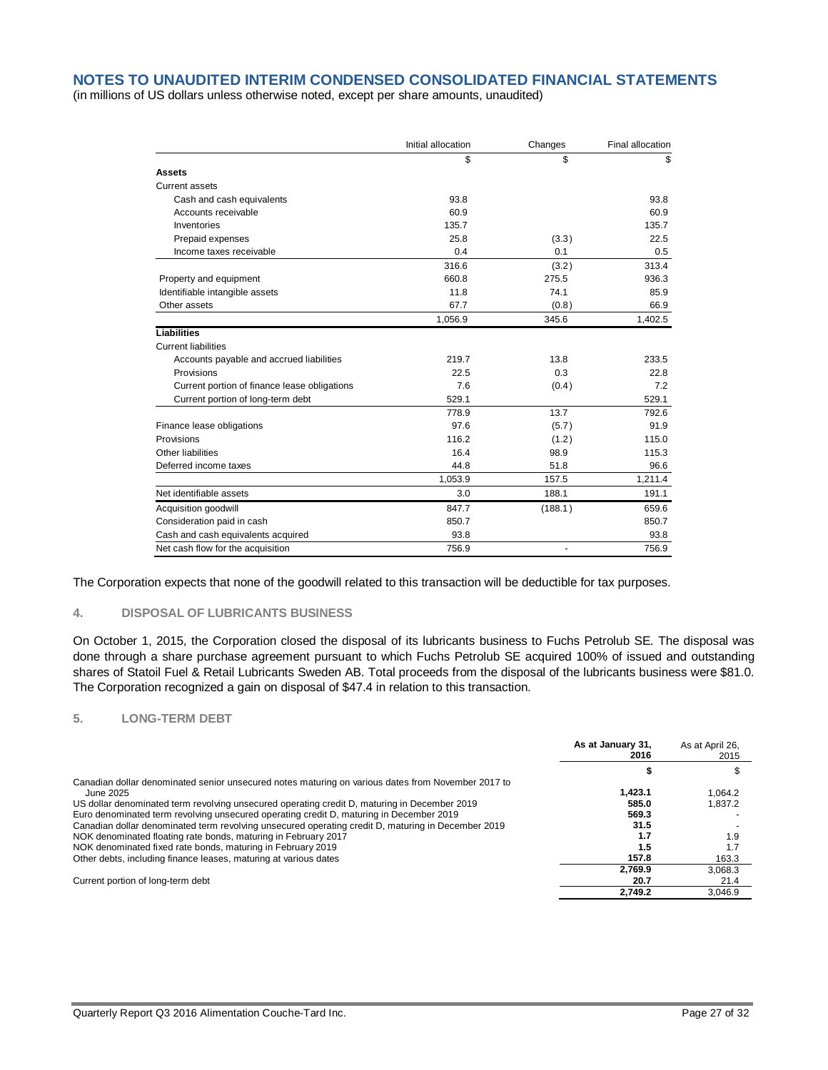# NOTES TO UNAUDITED INTERIM CONDENSED CONSOLIDATED FINANCIAL STATEMENTS

(in millions of US dollars unless otherwise noted, except per share amounts, unaudited)

| | Initial allocation | Changes | Final allocation |
|---|---|---|---|
| | $ | $ | $ |
| **Assets** | | | |
| Current assets | | | |
| Cash and cash equivalents | 93.8 | | 93.8 |
| Accounts receivable | 60.9 | | 60.9 |
| Inventories | 135.7 | | 135.7 |
| Prepaid expenses | 25.8 | (3.3) | 22.5 |
| Income taxes receivable | 0.4 | 0.1 | 0.5 |
| | 316.6 | (3.2) | 313.4 |
| Property and equipment | 660.8 | 275.5 | 936.3 |
| Identifiable intangible assets | 11.8 | 74.1 | 85.9 |
| Other assets | 67.7 | (0.8) | 66.9 |
| | 1,056.9 | 345.6 | 1,402.5 |
| **Liabilities** | | | |
| Current liabilities | | | |
| Accounts payable and accrued liabilities | 219.7 | 13.8 | 233.5 |
| Provisions | 22.5 | 0.3 | 22.8 |
| Current portion of finance lease obligations | 7.6 | (0.4) | 7.2 |
| Current portion of long-term debt | 529.1 | | 529.1 |
| | 778.9 | 13.7 | 792.6 |
| Finance lease obligations | 97.6 | (5.7) | 91.9 |
| Provisions | 116.2 | (1.2) | 115.0 |
| Other liabilities | 16.4 | 98.9 | 115.3 |
| Deferred income taxes | 44.8 | 51.8 | 96.6 |
| | 1,053.9 | 157.5 | 1,211.4 |
| Net identifiable assets | 3.0 | 188.1 | 191.1 |
| Acquisition goodwill | 847.7 | (188.1) | 659.6 |
| Consideration paid in cash | 850.7 | | 850.7 |
| Cash and cash equivalents acquired | 93.8 | | 93.8 |
| Net cash flow for the acquisition | 756.9 | - | 756.9 |

The Corporation expects that none of the goodwill related to this transaction will be deductible for tax purposes.

## 4. DISPOSAL OF LUBRICANTS BUSINESS

On October 1, 2015, the Corporation closed the disposal of its lubricants business to Fuchs Petrolub SE. The disposal was done through a share purchase agreement pursuant to which Fuchs Petrolub SE acquired 100% of issued and outstanding shares of Statoil Fuel & Retail Lubricants Sweden AB. Total proceeds from the disposal of the lubricants business were $81.0. The Corporation recognized a gain on disposal of $47.4 in relation to this transaction.

## 5. LONG-TERM DEBT

| | As at January 31, 2016 | As at April 26, 2015 |
|---|---|---|
| | **$** | $ |
| Canadian dollar denominated senior unsecured notes maturing on various dates from November 2017 to June 2025 | **1,423.1** | 1,064.2 |
| US dollar denominated term revolving unsecured operating credit D, maturing in December 2019 | **585.0** | 1,837.2 |
| Euro denominated term revolving unsecured operating credit D, maturing in December 2019 | **569.3** | - |
| Canadian dollar denominated term revolving unsecured operating credit D, maturing in December 2019 | **31.5** | - |
| NOK denominated floating rate bonds, maturing in February 2017 | **1.7** | 1.9 |
| NOK denominated fixed rate bonds, maturing in February 2019 | **1.5** | 1.7 |
| Other debts, including finance leases, maturing at various dates | **157.8** | 163.3 |
| | **2,769.9** | 3,068.3 |
| Current portion of long-term debt | **20.7** | 21.4 |
| | **2,749.2** | 3,046.9 |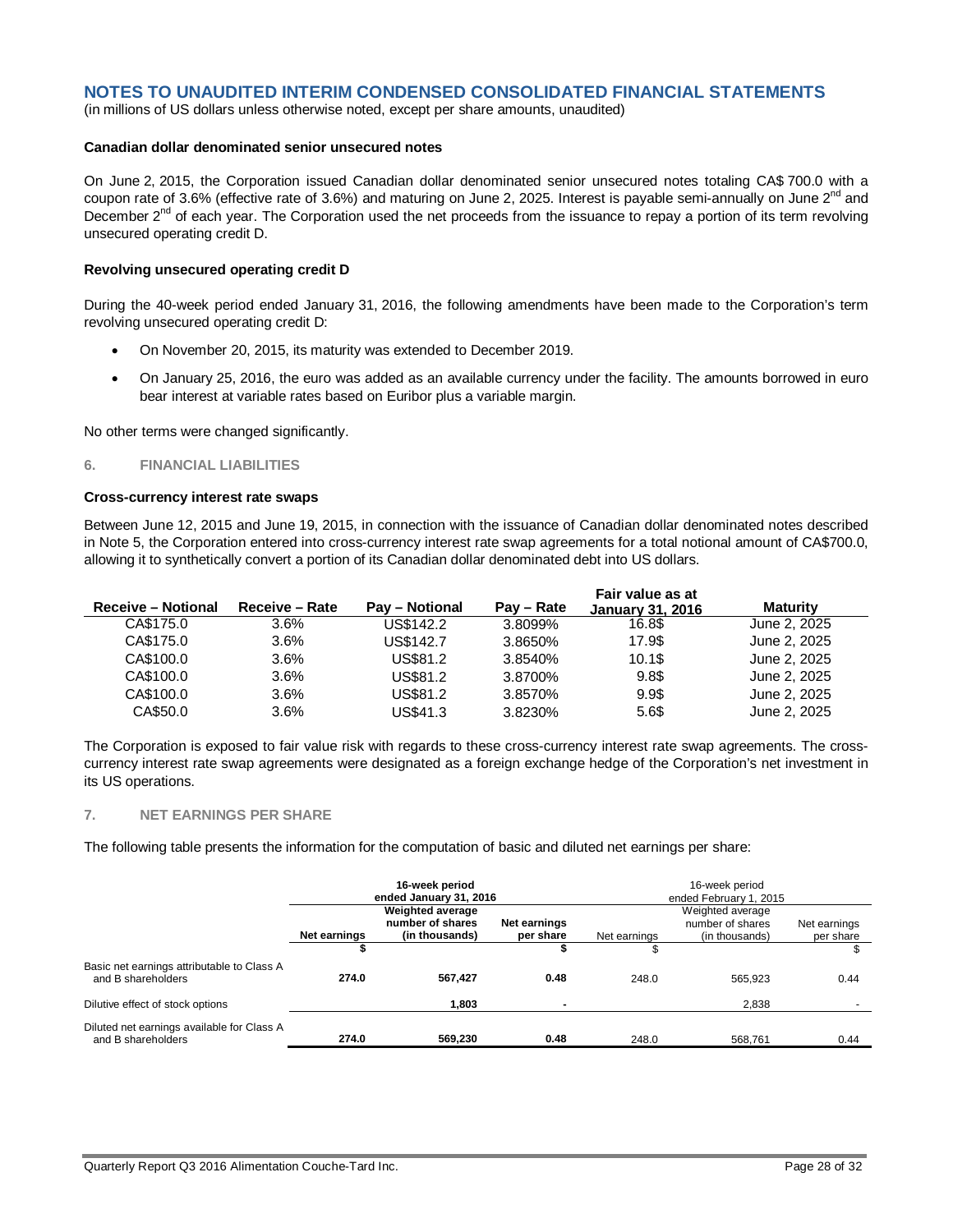## NOTES TO UNAUDITED INTERIM CONDENSED CONSOLIDATED FINANCIAL STATEMENTS

(in millions of US dollars unless otherwise noted, except per share amounts, unaudited)

**Canadian dollar denominated senior unsecured notes**

On June 2, 2015, the Corporation issued Canadian dollar denominated senior unsecured notes totaling CA$ 700.0 with a coupon rate of 3.6% (effective rate of 3.6%) and maturing on June 2, 2025. Interest is payable semi-annually on June 2nd and December 2nd of each year. The Corporation used the net proceeds from the issuance to repay a portion of its term revolving unsecured operating credit D.

**Revolving unsecured operating credit D**

During the 40-week period ended January 31, 2016, the following amendments have been made to the Corporation's term revolving unsecured operating credit D:

- On November 20, 2015, its maturity was extended to December 2019.
- On January 25, 2016, the euro was added as an available currency under the facility. The amounts borrowed in euro bear interest at variable rates based on Euribor plus a variable margin.

No other terms were changed significantly.

### 6. FINANCIAL LIABILITIES

**Cross-currency interest rate swaps**

Between June 12, 2015 and June 19, 2015, in connection with the issuance of Canadian dollar denominated notes described in Note 5, the Corporation entered into cross-currency interest rate swap agreements for a total notional amount of CA$700.0, allowing it to synthetically convert a portion of its Canadian dollar denominated debt into US dollars.

| Receive – Notional | Receive – Rate | Pay – Notional | Pay – Rate | Fair value as at January 31, 2016 | Maturity |
|---|---|---|---|---|---|
| CA$175.0 | 3.6% | US$142.2 | 3.8099% | 16.8$ | June 2, 2025 |
| CA$175.0 | 3.6% | US$142.7 | 3.8650% | 17.9$ | June 2, 2025 |
| CA$100.0 | 3.6% | US$81.2 | 3.8540% | 10.1$ | June 2, 2025 |
| CA$100.0 | 3.6% | US$81.2 | 3.8700% | 9.8$ | June 2, 2025 |
| CA$100.0 | 3.6% | US$81.2 | 3.8570% | 9.9$ | June 2, 2025 |
| CA$50.0 | 3.6% | US$41.3 | 3.8230% | 5.6$ | June 2, 2025 |

The Corporation is exposed to fair value risk with regards to these cross-currency interest rate swap agreements. The cross-currency interest rate swap agreements were designated as a foreign exchange hedge of the Corporation's net investment in its US operations.

### 7. NET EARNINGS PER SHARE

The following table presents the information for the computation of basic and diluted net earnings per share:

| | 16-week period ended January 31, 2016 | | | 16-week period ended February 1, 2015 | | |
|---|---|---|---|---|---|---|
| | Net earnings | Weighted average number of shares (in thousands) | Net earnings per share | Net earnings | Weighted average number of shares (in thousands) | Net earnings per share |
| | $ | | $ | $ | | $ |
| Basic net earnings attributable to Class A and B shareholders | **274.0** | **567,427** | **0.48** | 248.0 | 565,923 | 0.44 |
| Dilutive effect of stock options | | **1,803** | **-** | | 2,838 | - |
| Diluted net earnings available for Class A and B shareholders | **274.0** | **569,230** | **0.48** | 248.0 | 568,761 | 0.44 |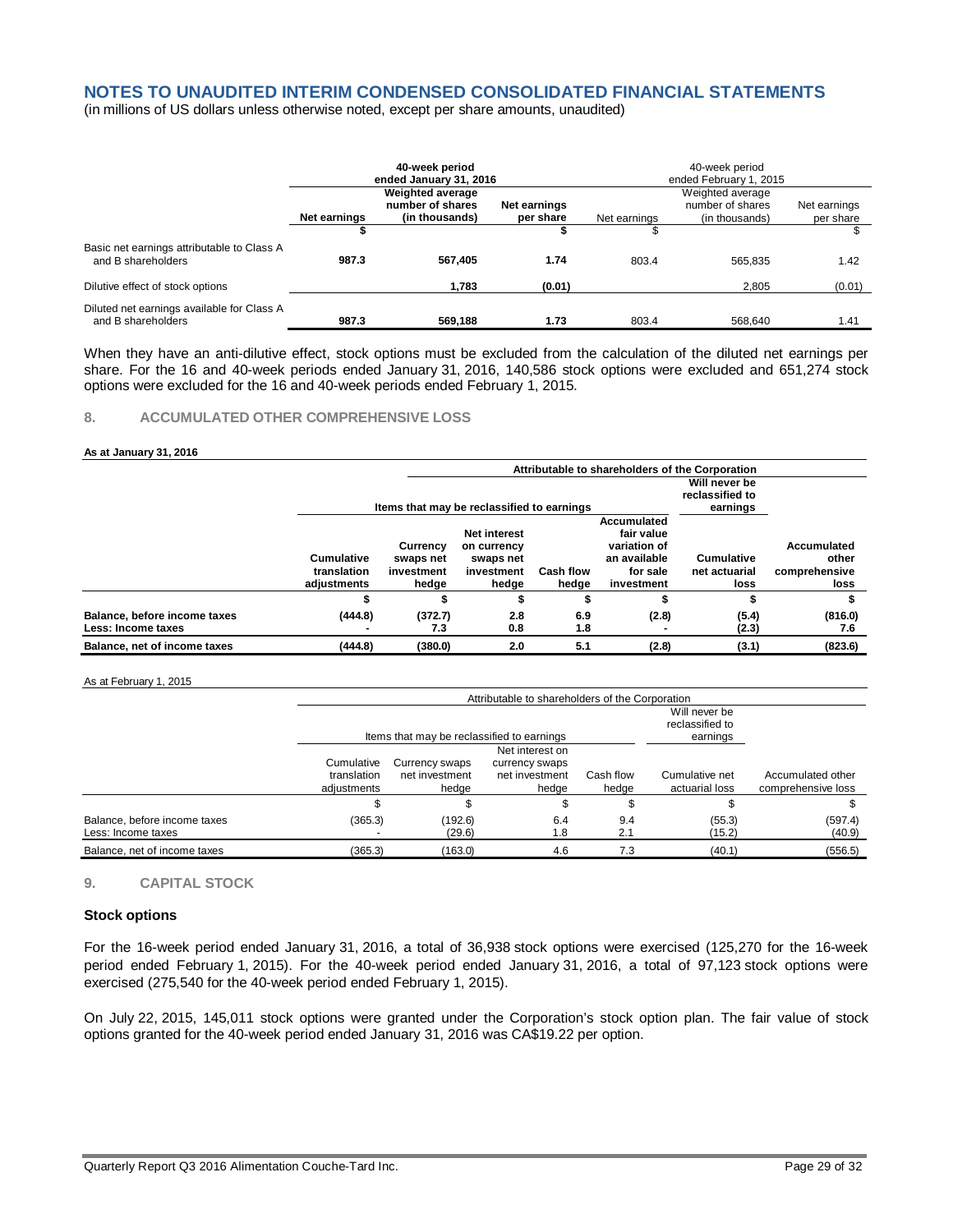# NOTES TO UNAUDITED INTERIM CONDENSED CONSOLIDATED FINANCIAL STATEMENTS

(in millions of US dollars unless otherwise noted, except per share amounts, unaudited)

| | **40-week period ended January 31, 2016** | | | 40-week period ended February 1, 2015 | | |
|---|---|---|---|---|---|---|
| | **Net earnings** | **Weighted average number of shares (in thousands)** | **Net earnings per share** | Net earnings | Weighted average number of shares (in thousands) | Net earnings per share |
| | **$** | | **$** | $ | | $ |
| Basic net earnings attributable to Class A and B shareholders | **987.3** | **567,405** | **1.74** | 803.4 | 565,835 | 1.42 |
| Dilutive effect of stock options | | **1,783** | **(0.01)** | | 2,805 | (0.01) |
| Diluted net earnings available for Class A and B shareholders | **987.3** | **569,188** | **1.73** | 803.4 | 568,640 | 1.41 |

When they have an anti-dilutive effect, stock options must be excluded from the calculation of the diluted net earnings per share. For the 16 and 40-week periods ended January 31, 2016, 140,586 stock options were excluded and 651,274 stock options were excluded for the 16 and 40-week periods ended February 1, 2015.

## 8. ACCUMULATED OTHER COMPREHENSIVE LOSS

**As at January 31, 2016**

| | **Attributable to shareholders of the Corporation** | | | | | | |
|---|---|---|---|---|---|---|---|
| | **Items that may be reclassified to earnings** | | | | | **Will never be reclassified to earnings** | |
| | **Cumulative translation adjustments** | **Currency swaps net investment hedge** | **Net interest on currency swaps net investment hedge** | **Cash flow hedge** | **Accumulated fair value variation of an available for sale investment** | **Cumulative net actuarial loss** | **Accumulated other comprehensive loss** |
| | **$** | **$** | **$** | **$** | **$** | **$** | **$** |
| **Balance, before income taxes** | **(444.8)** | **(372.7)** | **2.8** | **6.9** | **(2.8)** | **(5.4)** | **(816.0)** |
| **Less: Income taxes** | **-** | **7.3** | **0.8** | **1.8** | **-** | **(2.3)** | **7.6** |
| **Balance, net of income taxes** | **(444.8)** | **(380.0)** | **2.0** | **5.1** | **(2.8)** | **(3.1)** | **(823.6)** |

As at February 1, 2015

| | Attributable to shareholders of the Corporation | | | | | |
|---|---|---|---|---|---|---|
| | Items that may be reclassified to earnings | | | | Will never be reclassified to earnings | |
| | Cumulative translation adjustments | Currency swaps net investment hedge | Net interest on currency swaps net investment hedge | Cash flow hedge | Cumulative net actuarial loss | Accumulated other comprehensive loss |
| | $ | $ | $ | $ | $ | $ |
| Balance, before income taxes | (365.3) | (192.6) | 6.4 | 9.4 | (55.3) | (597.4) |
| Less: Income taxes | - | (29.6) | 1.8 | 2.1 | (15.2) | (40.9) |
| Balance, net of income taxes | (365.3) | (163.0) | 4.6 | 7.3 | (40.1) | (556.5) |

## 9. CAPITAL STOCK

### Stock options

For the 16-week period ended January 31, 2016, a total of 36,938 stock options were exercised (125,270 for the 16-week period ended February 1, 2015). For the 40-week period ended January 31, 2016, a total of 97,123 stock options were exercised (275,540 for the 40-week period ended February 1, 2015).

On July 22, 2015, 145,011 stock options were granted under the Corporation's stock option plan. The fair value of stock options granted for the 40-week period ended January 31, 2016 was CA$19.22 per option.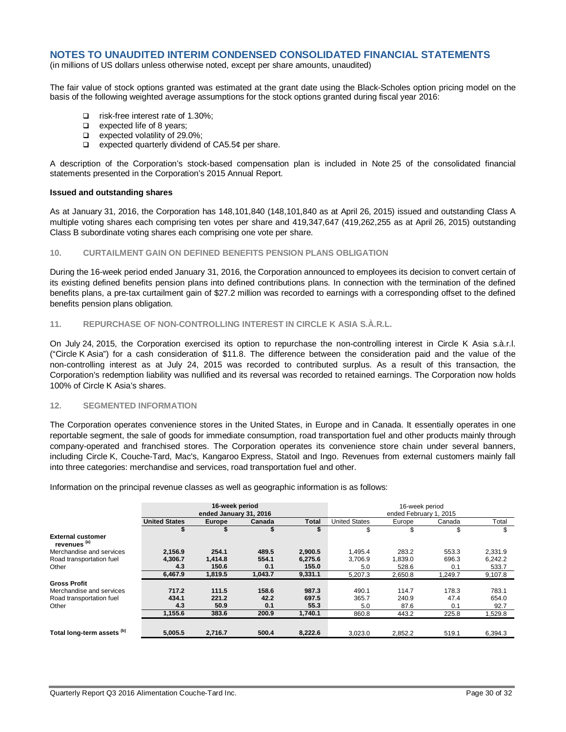# NOTES TO UNAUDITED INTERIM CONDENSED CONSOLIDATED FINANCIAL STATEMENTS

(in millions of US dollars unless otherwise noted, except per share amounts, unaudited)

The fair value of stock options granted was estimated at the grant date using the Black-Scholes option pricing model on the basis of the following weighted average assumptions for the stock options granted during fiscal year 2016:

- risk-free interest rate of 1.30%;
- expected life of 8 years;
- expected volatility of 29.0%;
- expected quarterly dividend of CA5.5¢ per share.

A description of the Corporation's stock-based compensation plan is included in Note 25 of the consolidated financial statements presented in the Corporation's 2015 Annual Report.

**Issued and outstanding shares**

As at January 31, 2016, the Corporation has 148,101,840 (148,101,840 as at April 26, 2015) issued and outstanding Class A multiple voting shares each comprising ten votes per share and 419,347,647 (419,262,255 as at April 26, 2015) outstanding Class B subordinate voting shares each comprising one vote per share.

## 10. CURTAILMENT GAIN ON DEFINED BENEFITS PENSION PLANS OBLIGATION

During the 16-week period ended January 31, 2016, the Corporation announced to employees its decision to convert certain of its existing defined benefits pension plans into defined contributions plans. In connection with the termination of the defined benefits plans, a pre-tax curtailment gain of $27.2 million was recorded to earnings with a corresponding offset to the defined benefits pension plans obligation.

## 11. REPURCHASE OF NON-CONTROLLING INTEREST IN CIRCLE K ASIA S.À.R.L.

On July 24, 2015, the Corporation exercised its option to repurchase the non-controlling interest in Circle K Asia s.à.r.l. ("Circle K Asia") for a cash consideration of $11.8. The difference between the consideration paid and the value of the non-controlling interest as at July 24, 2015 was recorded to contributed surplus. As a result of this transaction, the Corporation's redemption liability was nullified and its reversal was recorded to retained earnings. The Corporation now holds 100% of Circle K Asia's shares.

## 12. SEGMENTED INFORMATION

The Corporation operates convenience stores in the United States, in Europe and in Canada. It essentially operates in one reportable segment, the sale of goods for immediate consumption, road transportation fuel and other products mainly through company-operated and franchised stores. The Corporation operates its convenience store chain under several banners, including Circle K, Couche-Tard, Mac's, Kangaroo Express, Statoil and Ingo. Revenues from external customers mainly fall into three categories: merchandise and services, road transportation fuel and other.

Information on the principal revenue classes as well as geographic information is as follows:

| | **16-week period ended January 31, 2016** | | | | 16-week period ended February 1, 2015 | | | |
|---|---|---|---|---|---|---|---|---|
| | **United States** | **Europe** | **Canada** | **Total** | United States | Europe | Canada | Total |
| | **$** | **$** | **$** | **$** | $ | $ | $ | $ |
| **External customer revenues [(a)]** | | | | | | | | |
| Merchandise and services | **2,156.9** | **254.1** | **489.5** | **2,900.5** | 1,495.4 | 283.2 | 553.3 | 2,331.9 |
| Road transportation fuel | **4,306.7** | **1,414.8** | **554.1** | **6,275.6** | 3,706.9 | 1,839.0 | 696.3 | 6,242.2 |
| Other | **4.3** | **150.6** | **0.1** | **155.0** | 5.0 | 528.6 | 0.1 | 533.7 |
| | **6,467.9** | **1,819.5** | **1,043.7** | **9,331.1** | 5,207.3 | 2,650.8 | 1,249.7 | 9,107.8 |
| **Gross Profit** | | | | | | | | |
| Merchandise and services | **717.2** | **111.5** | **158.6** | **987.3** | 490.1 | 114.7 | 178.3 | 783.1 |
| Road transportation fuel | **434.1** | **221.2** | **42.2** | **697.5** | 365.7 | 240.9 | 47.4 | 654.0 |
| Other | **4.3** | **50.9** | **0.1** | **55.3** | 5.0 | 87.6 | 0.1 | 92.7 |
| | **1,155.6** | **383.6** | **200.9** | **1,740.1** | 860.8 | 443.2 | 225.8 | 1,529.8 |
| **Total long-term assets [(b)]** | **5,005.5** | **2,716.7** | **500.4** | **8,222.6** | 3,023.0 | 2,852.2 | 519.1 | 6,394.3 |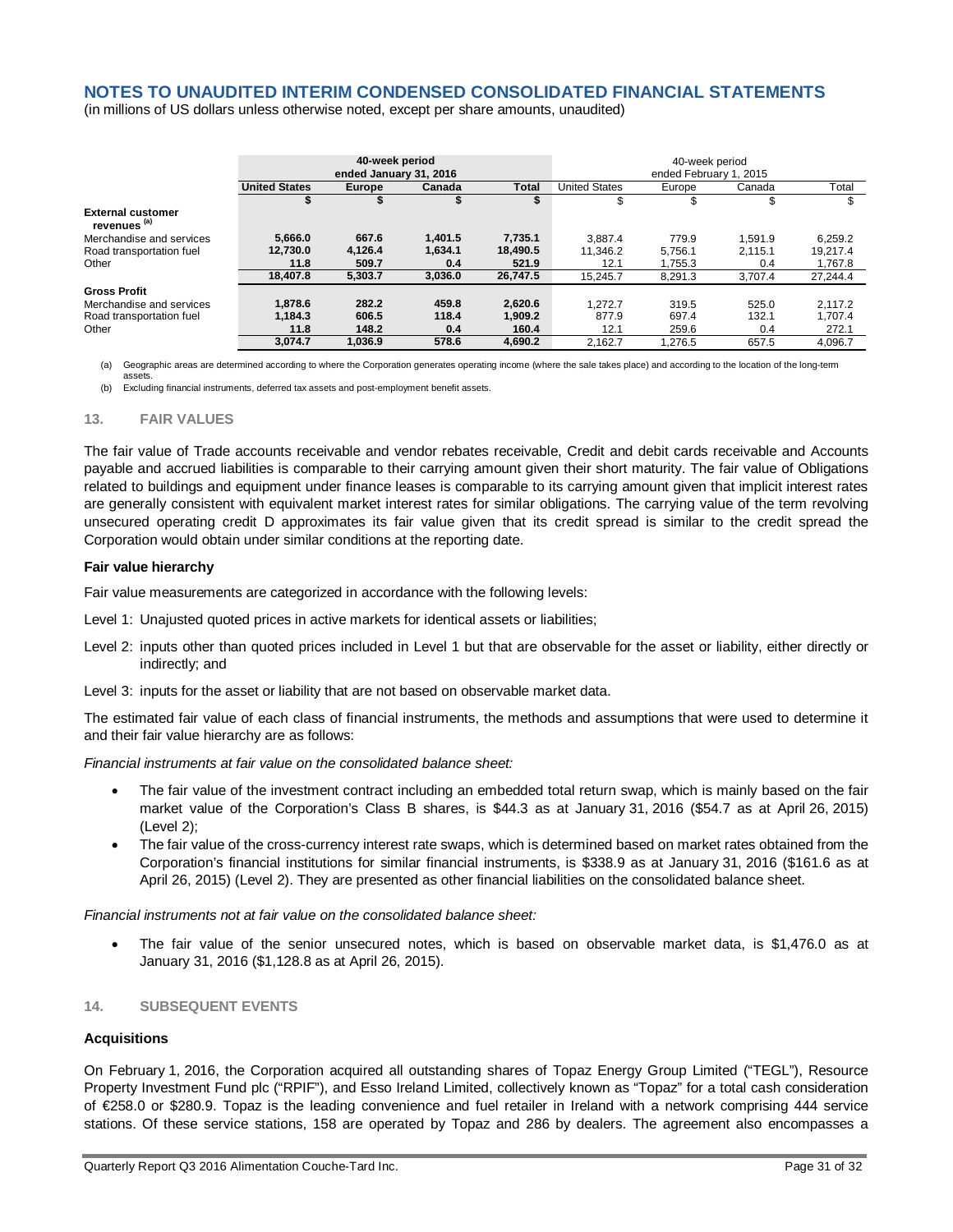# NOTES TO UNAUDITED INTERIM CONDENSED CONSOLIDATED FINANCIAL STATEMENTS

(in millions of US dollars unless otherwise noted, except per share amounts, unaudited)

| | 40-week period ended January 31, 2016 | | | | 40-week period ended February 1, 2015 | | | |
|---|---|---|---|---|---|---|---|---|
| | **United States** | **Europe** | **Canada** | **Total** | United States | Europe | Canada | Total |
| | **$** | **$** | **$** | **$** | $ | $ | $ | $ |
| **External customer revenues [(a)]** | | | | | | | | |
| Merchandise and services | **5,666.0** | **667.6** | **1,401.5** | **7,735.1** | 3,887.4 | 779.9 | 1,591.9 | 6,259.2 |
| Road transportation fuel | **12,730.0** | **4,126.4** | **1,634.1** | **18,490.5** | 11,346.2 | 5,756.1 | 2,115.1 | 19,217.4 |
| Other | **11.8** | **509.7** | **0.4** | **521.9** | 12.1 | 1,755.3 | 0.4 | 1,767.8 |
| | **18,407.8** | **5,303.7** | **3,036.0** | **26,747.5** | 15,245.7 | 8,291.3 | 3,707.4 | 27,244.4 |
| **Gross Profit** | | | | | | | | |
| Merchandise and services | **1,878.6** | **282.2** | **459.8** | **2,620.6** | 1,272.7 | 319.5 | 525.0 | 2,117.2 |
| Road transportation fuel | **1,184.3** | **606.5** | **118.4** | **1,909.2** | 877.9 | 697.4 | 132.1 | 1,707.4 |
| Other | **11.8** | **148.2** | **0.4** | **160.4** | 12.1 | 259.6 | 0.4 | 272.1 |
| | **3,074.7** | **1,036.9** | **578.6** | **4,690.2** | 2,162.7 | 1,276.5 | 657.5 | 4,096.7 |

(a) Geographic areas are determined according to where the Corporation generates operating income (where the sale takes place) and according to the location of the long-term assets.

(b) Excluding financial instruments, deferred tax assets and post-employment benefit assets.

## 13. FAIR VALUES

The fair value of Trade accounts receivable and vendor rebates receivable, Credit and debit cards receivable and Accounts payable and accrued liabilities is comparable to their carrying amount given their short maturity. The fair value of Obligations related to buildings and equipment under finance leases is comparable to its carrying amount given that implicit interest rates are generally consistent with equivalent market interest rates for similar obligations. The carrying value of the term revolving unsecured operating credit D approximates its fair value given that its credit spread is similar to the credit spread the Corporation would obtain under similar conditions at the reporting date.

**Fair value hierarchy**

Fair value measurements are categorized in accordance with the following levels:

Level 1: Unajusted quoted prices in active markets for identical assets or liabilities;

Level 2: inputs other than quoted prices included in Level 1 but that are observable for the asset or liability, either directly or indirectly; and

Level 3: inputs for the asset or liability that are not based on observable market data.

The estimated fair value of each class of financial instruments, the methods and assumptions that were used to determine it and their fair value hierarchy are as follows:

*Financial instruments at fair value on the consolidated balance sheet:*

- The fair value of the investment contract including an embedded total return swap, which is mainly based on the fair market value of the Corporation's Class B shares, is $44.3 as at January 31, 2016 ($54.7 as at April 26, 2015) (Level 2);
- The fair value of the cross-currency interest rate swaps, which is determined based on market rates obtained from the Corporation's financial institutions for similar financial instruments, is $338.9 as at January 31, 2016 ($161.6 as at April 26, 2015) (Level 2). They are presented as other financial liabilities on the consolidated balance sheet.

*Financial instruments not at fair value on the consolidated balance sheet:*

- The fair value of the senior unsecured notes, which is based on observable market data, is $1,476.0 as at January 31, 2016 ($1,128.8 as at April 26, 2015).

## 14. SUBSEQUENT EVENTS

**Acquisitions**

On February 1, 2016, the Corporation acquired all outstanding shares of Topaz Energy Group Limited ("TEGL"), Resource Property Investment Fund plc ("RPIF"), and Esso Ireland Limited, collectively known as "Topaz" for a total cash consideration of €258.0 or $280.9. Topaz is the leading convenience and fuel retailer in Ireland with a network comprising 444 service stations. Of these service stations, 158 are operated by Topaz and 286 by dealers. The agreement also encompasses a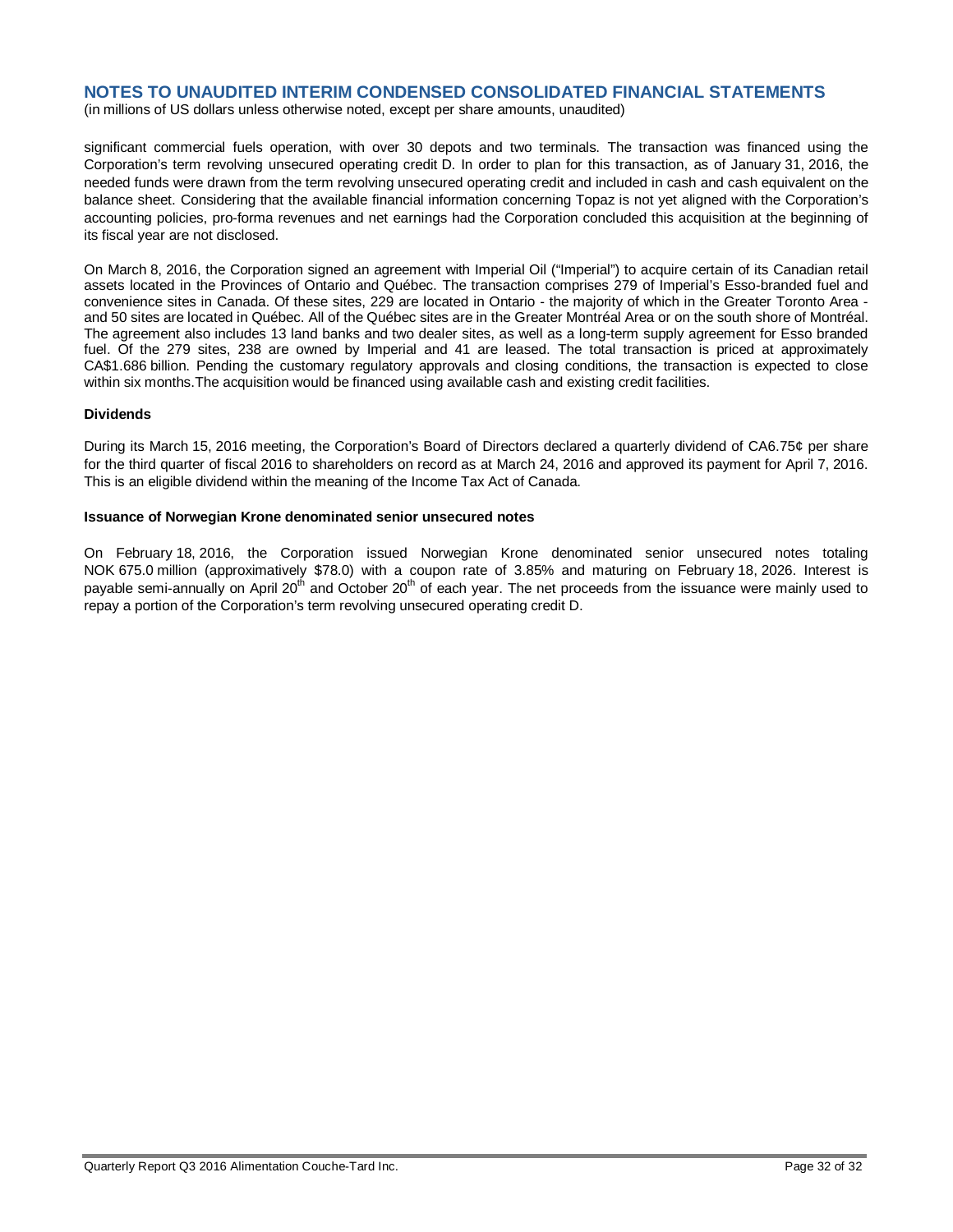significant commercial fuels operation, with over 30 depots and two terminals. The transaction was financed using the Corporation's term revolving unsecured operating credit D. In order to plan for this transaction, as of January 31, 2016, the needed funds were drawn from the term revolving unsecured operating credit and included in cash and cash equivalent on the balance sheet. Considering that the available financial information concerning Topaz is not yet aligned with the Corporation's accounting policies, pro-forma revenues and net earnings had the Corporation concluded this acquisition at the beginning of its fiscal year are not disclosed.

On March 8, 2016, the Corporation signed an agreement with Imperial Oil ("Imperial") to acquire certain of its Canadian retail assets located in the Provinces of Ontario and Québec. The transaction comprises 279 of Imperial's Esso-branded fuel and convenience sites in Canada. Of these sites, 229 are located in Ontario - the majority of which in the Greater Toronto Area - and 50 sites are located in Québec. All of the Québec sites are in the Greater Montréal Area or on the south shore of Montréal. The agreement also includes 13 land banks and two dealer sites, as well as a long-term supply agreement for Esso branded fuel. Of the 279 sites, 238 are owned by Imperial and 41 are leased. The total transaction is priced at approximately CA$1.686 billion. Pending the customary regulatory approvals and closing conditions, the transaction is expected to close within six months.The acquisition would be financed using available cash and existing credit facilities.

**Dividends**

During its March 15, 2016 meeting, the Corporation's Board of Directors declared a quarterly dividend of CA6.75¢ per share for the third quarter of fiscal 2016 to shareholders on record as at March 24, 2016 and approved its payment for April 7, 2016. This is an eligible dividend within the meaning of the Income Tax Act of Canada.

**Issuance of Norwegian Krone denominated senior unsecured notes**

On February 18, 2016, the Corporation issued Norwegian Krone denominated senior unsecured notes totaling NOK 675.0 million (approximatively $78.0) with a coupon rate of 3.85% and maturing on February 18, 2026. Interest is payable semi-annually on April 20th and October 20th of each year. The net proceeds from the issuance were mainly used to repay a portion of the Corporation's term revolving unsecured operating credit D.